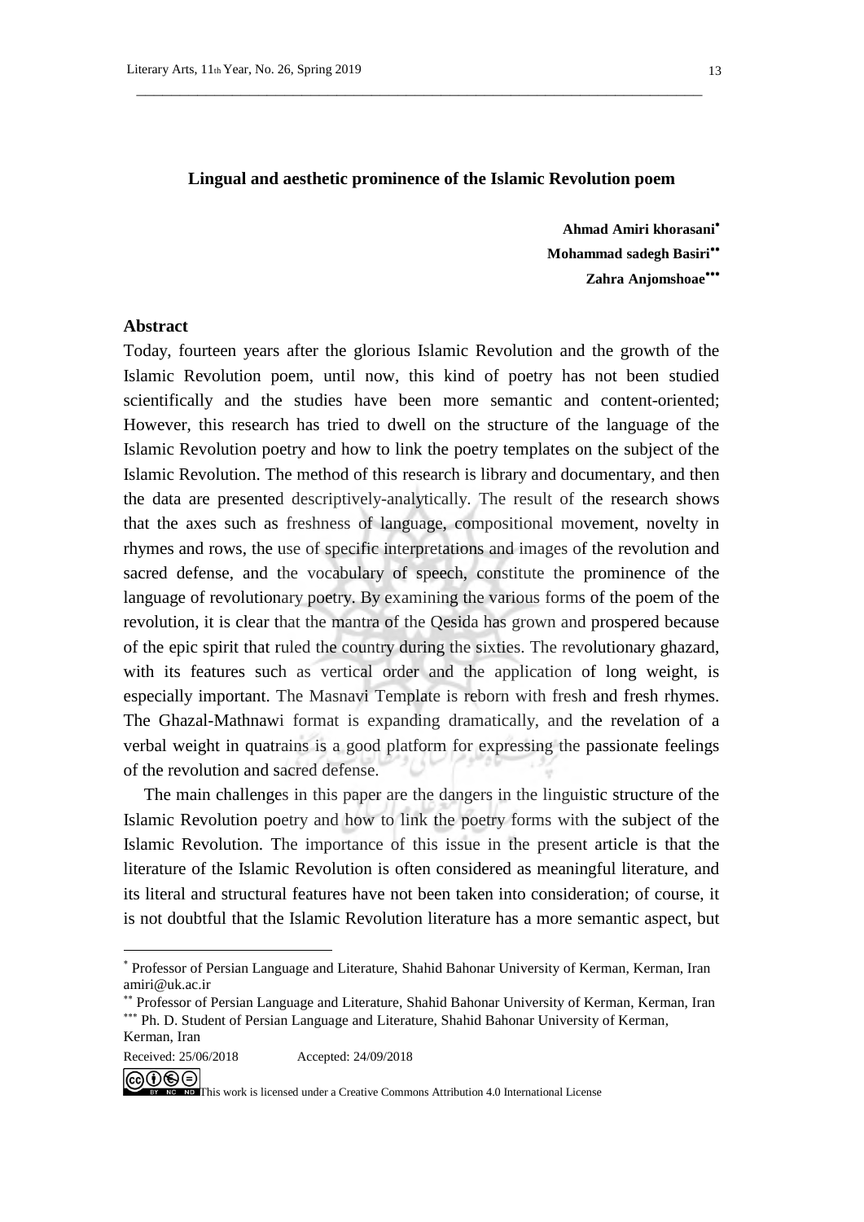# Lingual and aesthetic prominence of the Islamic Revolution poem

**Ahmad Amiri khorasani**[*]
**Mohammad sadegh Basiri**[**]
**Zahra Anjomshoae**[***]

## Abstract

Today, fourteen years after the glorious Islamic Revolution and the growth of the Islamic Revolution poem, until now, this kind of poetry has not been studied scientifically and the studies have been more semantic and content-oriented; However, this research has tried to dwell on the structure of the language of the Islamic Revolution poetry and how to link the poetry templates on the subject of the Islamic Revolution. The method of this research is library and documentary, and then the data are presented descriptively-analytically. The result of the research shows that the axes such as freshness of language, compositional movement, novelty in rhymes and rows, the use of specific interpretations and images of the revolution and sacred defense, and the vocabulary of speech, constitute the prominence of the language of revolutionary poetry. By examining the various forms of the poem of the revolution, it is clear that the mantra of the Qesida has grown and prospered because of the epic spirit that ruled the country during the sixties. The revolutionary ghazard, with its features such as vertical order and the application of long weight, is especially important. The Masnavi Template is reborn with fresh and fresh rhymes. The Ghazal-Mathnawi format is expanding dramatically, and the revelation of a verbal weight in quatrains is a good platform for expressing the passionate feelings of the revolution and sacred defense.

The main challenges in this paper are the dangers in the linguistic structure of the Islamic Revolution poetry and how to link the poetry forms with the subject of the Islamic Revolution. The importance of this issue in the present article is that the literature of the Islamic Revolution is often considered as meaningful literature, and its literal and structural features have not been taken into consideration; of course, it is not doubtful that the Islamic Revolution literature has a more semantic aspect, but

---

[*] Professor of Persian Language and Literature, Shahid Bahonar University of Kerman, Kerman, Iran amiri@uk.ac.ir

[**] Professor of Persian Language and Literature, Shahid Bahonar University of Kerman, Kerman, Iran

[***] Ph. D. Student of Persian Language and Literature, Shahid Bahonar University of Kerman, Kerman, Iran

Received: 25/06/2018 Accepted: 24/09/2018

This work is licensed under a Creative Commons Attribution 4.0 International License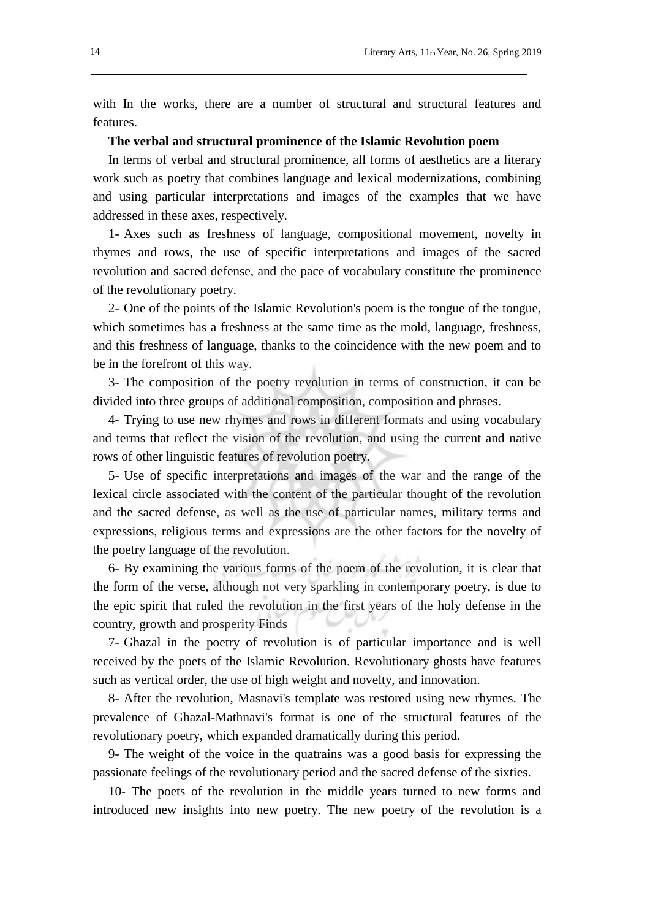with In the works, there are a number of structural and structural features and features.

**The verbal and structural prominence of the Islamic Revolution poem**

In terms of verbal and structural prominence, all forms of aesthetics are a literary work such as poetry that combines language and lexical modernizations, combining and using particular interpretations and images of the examples that we have addressed in these axes, respectively.

1- Axes such as freshness of language, compositional movement, novelty in rhymes and rows, the use of specific interpretations and images of the sacred revolution and sacred defense, and the pace of vocabulary constitute the prominence of the revolutionary poetry.

2- One of the points of the Islamic Revolution's poem is the tongue of the tongue, which sometimes has a freshness at the same time as the mold, language, freshness, and this freshness of language, thanks to the coincidence with the new poem and to be in the forefront of this way.

3- The composition of the poetry revolution in terms of construction, it can be divided into three groups of additional composition, composition and phrases.

4- Trying to use new rhymes and rows in different formats and using vocabulary and terms that reflect the vision of the revolution, and using the current and native rows of other linguistic features of revolution poetry.

5- Use of specific interpretations and images of the war and the range of the lexical circle associated with the content of the particular thought of the revolution and the sacred defense, as well as the use of particular names, military terms and expressions, religious terms and expressions are the other factors for the novelty of the poetry language of the revolution.

6- By examining the various forms of the poem of the revolution, it is clear that the form of the verse, although not very sparkling in contemporary poetry, is due to the epic spirit that ruled the revolution in the first years of the holy defense in the country, growth and prosperity Finds

7- Ghazal in the poetry of revolution is of particular importance and is well received by the poets of the Islamic Revolution. Revolutionary ghosts have features such as vertical order, the use of high weight and novelty, and innovation.

8- After the revolution, Masnavi's template was restored using new rhymes. The prevalence of Ghazal-Mathnavi's format is one of the structural features of the revolutionary poetry, which expanded dramatically during this period.

9- The weight of the voice in the quatrains was a good basis for expressing the passionate feelings of the revolutionary period and the sacred defense of the sixties.

10- The poets of the revolution in the middle years turned to new forms and introduced new insights into new poetry. The new poetry of the revolution is a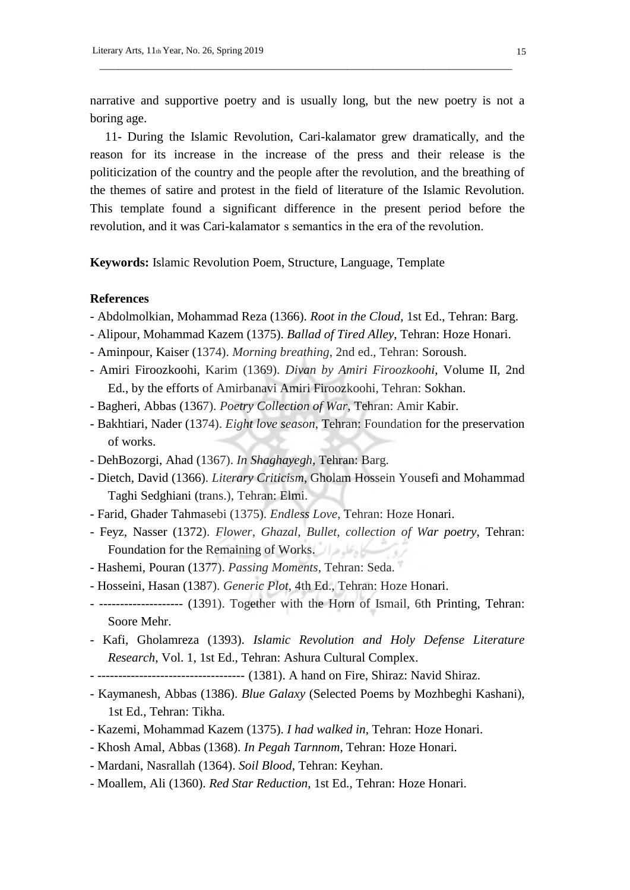narrative and supportive poetry and is usually long, but the new poetry is not a boring age.

11- During the Islamic Revolution, Cari-kalamator grew dramatically, and the reason for its increase in the increase of the press and their release is the politicization of the country and the people after the revolution, and the breathing of the themes of satire and protest in the field of literature of the Islamic Revolution. This template found a significant difference in the present period before the revolution, and it was Cari-kalamator s semantics in the era of the revolution.

**Keywords:** Islamic Revolution Poem, Structure, Language, Template

**References**

- Abdolmolkian, Mohammad Reza (1366). *Root in the Cloud*, 1st Ed., Tehran: Barg.
- Alipour, Mohammad Kazem (1375). *Ballad of Tired Alley*, Tehran: Hoze Honari.
- Aminpour, Kaiser (1374). *Morning breathing*, 2nd ed., Tehran: Soroush.
- Amiri Firoozkoohi, Karim (1369). *Divan by Amiri Firoozkoohi*, Volume II, 2nd Ed., by the efforts of Amirbanavi Amiri Firoozkoohi, Tehran: Sokhan.
- Bagheri, Abbas (1367). *Poetry Collection of War*, Tehran: Amir Kabir.
- Bakhtiari, Nader (1374). *Eight love season*, Tehran: Foundation for the preservation of works.
- DehBozorgi, Ahad (1367). *In Shaghayegh*, Tehran: Barg.
- Dietch, David (1366). *Literary Criticism*, Gholam Hossein Yousefi and Mohammad Taghi Sedghiani (trans.), Tehran: Elmi.
- Farid, Ghader Tahmasebi (1375). *Endless Love*, Tehran: Hoze Honari.
- Feyz, Nasser (1372). *Flower, Ghazal, Bullet, collection of War poetry*, Tehran: Foundation for the Remaining of Works.
- Hashemi, Pouran (1377). *Passing Moments*, Tehran: Seda.
- Hosseini, Hasan (1387). *Generic Plot*, 4th Ed., Tehran: Hoze Honari.
- -------------------- (1391). Together with the Horn of Ismail, 6th Printing, Tehran: Soore Mehr.
- Kafi, Gholamreza (1393). *Islamic Revolution and Holy Defense Literature Research*, Vol. 1, 1st Ed., Tehran: Ashura Cultural Complex.
- ----------------------------------- (1381). A hand on Fire, Shiraz: Navid Shiraz.
- Kaymanesh, Abbas (1386). *Blue Galaxy* (Selected Poems by Mozhbeghi Kashani), 1st Ed., Tehran: Tikha.
- Kazemi, Mohammad Kazem (1375). *I had walked in*, Tehran: Hoze Honari.
- Khosh Amal, Abbas (1368). *In Pegah Tarnnom*, Tehran: Hoze Honari.
- Mardani, Nasrallah (1364). *Soil Blood*, Tehran: Keyhan.
- Moallem, Ali (1360). *Red Star Reduction*, 1st Ed., Tehran: Hoze Honari.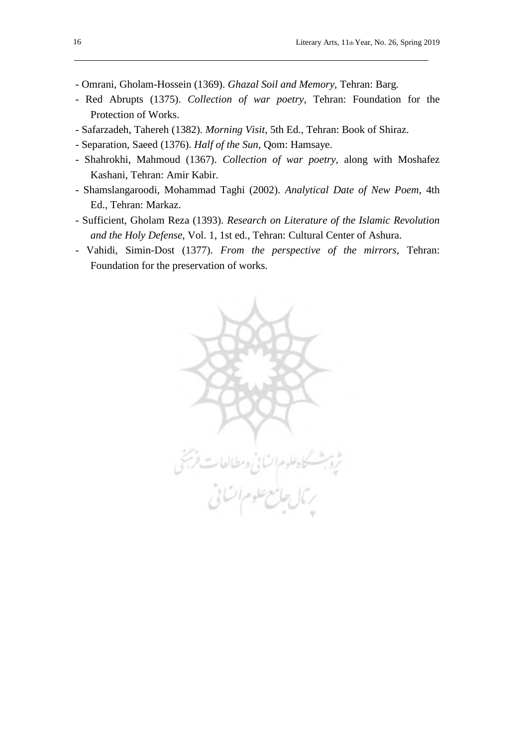- Omrani, Gholam-Hossein (1369). *Ghazal Soil and Memory*, Tehran: Barg.
- Red Abrupts (1375). *Collection of war poetry*, Tehran: Foundation for the Protection of Works.
- Safarzadeh, Tahereh (1382). *Morning Visit*, 5th Ed., Tehran: Book of Shiraz.
- Separation, Saeed (1376). *Half of the Sun*, Qom: Hamsaye.
- Shahrokhi, Mahmoud (1367). *Collection of war poetry*, along with Moshafez Kashani, Tehran: Amir Kabir.
- Shamslangaroodi, Mohammad Taghi (2002). *Analytical Date of New Poem*, 4th Ed., Tehran: Markaz.
- Sufficient, Gholam Reza (1393). *Research on Literature of the Islamic Revolution and the Holy Defense*, Vol. 1, 1st ed., Tehran: Cultural Center of Ashura.
- Vahidi, Simin-Dost (1377). *From the perspective of the mirrors*, Tehran: Foundation for the preservation of works.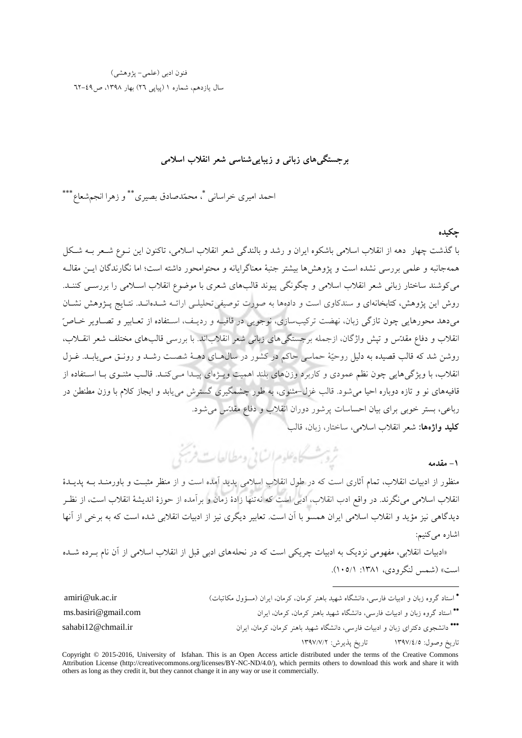# برجستگی‌های زبانی و زیبایی‌شناسی شعر انقلاب اسلامی

احمد امیری خراسانی [*]، محمّدصادق بصیری [**] و زهرا انجم‌شعاع [***]

## چکیده

با گذشت چهار دهه از انقلاب اسلامی باشکوه ایران و رشد و بالندگی شعر انقلاب اسلامی، تاکنون این نوع شعر به شکل همه‌جانبه و علمی بررسی نشده است و پژوهش‌ها بیشتر جنبهٔ معناگرایانه و محتوامحور داشته است؛ اما نگارندگان این مقاله می‌کوشند ساختار زبانی شعر انقلاب اسلامی و چگونگی پیوند قالب‌های شعری با موضوع انقلاب اسلامی را بررسی کنند. روش این پژوهش، کتابخانه‌ای و سندکاوی است و داده‌ها به صورت توصیفی‌تحلیلی ارائه شده‌اند. نتایج پژوهش نشان می‌دهد محورهایی چون تازگی زبان، نهضت ترکیب‌سازی، نوجویی در قافیه و ردیف، استفاده از تعابیر و تصاویر خاصّ انقلاب و دفاع مقدّس و تپش واژگان، ازجمله برجستگی‌های زبانی شعر انقلاب‌اند. با بررسی قالب‌های مختلف شعر انقلاب، روشن شد که قالب قصیده به دلیل روحیّهٔ حماسی حاکم در کشور در سال‌های دهۀ شصت رشد و رونق می‌یابد. غزل انقلاب، با ویژگی‌هایی چون نظم عمودی و کاربرد وزن‌های بلند اهمیت ویژه‌ای پیدا می‌کند. قالب مثنوی با استفاده از قافیه‌های نو و تازه دوباره احیا می‌شود. قالب غزل-مثنوی، به طور چشمگیری گسترش می‌یابد و ایجاز کلام با وزن مطنطن در رباعی، بستر خوبی برای بیان احساسات پرشور دوران انقلاب و دفاع مقدّس می‌شود.

**کلید واژه‌ها:** شعر انقلاب اسلامی، ساختار، زبان، قالب

## ۱- مقدمه

منظور از ادبیات انقلاب، تمام آثاری است که در طول انقلاب اسلامی پدید آمده است و از منظر مثبت و باورمند به پدیدهٔ انقلاب اسلامی می‌نگرند. در واقع ادب انقلاب، ادبی است که نه‌تنها زادهٔ زمان و برآمده از حوزهٔ اندیشهٔ انقلاب است، از نظر دیدگاهی نیز مؤید و انقلاب اسلامی ایران همسو با آن است. تعابیر دیگری نیز از ادبیات انقلابی شده است که به برخی از آنها اشاره می‌کنیم:

«ادبیات انقلابی، مفهومی نزدیک به ادبیات چریکی است که در نحله‌های ادبی قبل از انقلاب اسلامی از آن نام برده شده است» (شمس لنگرودی، ۱۳۸۱: ۱۰۵/۱).

---

[*] استاد گروه زبان و ادبیات فارسی، دانشگاه شهید باهنر کرمان، کرمان، ایران (مسؤول مکاتبات) amiri@uk.ac.ir

[**] استاد گروه زبان و ادبیات فارسی، دانشگاه شهید باهنر کرمان، کرمان، ایران ms.basiri@gmail.com

[***] دانشجوی دکترای زبان و ادبیات فارسی، دانشگاه شهید باهنر کرمان، کرمان، ایران sahabi12@chmail.ir

تاریخ وصول: ۱۳۹۷/۴/۵ تاریخ پذیرش: ۱۳۹۷/۷/۲

Copyright © 2015-2016, University of Isfahan. This is an Open Access article distributed under the terms of the Creative Commons Attribution License (http://creativecommons.org/licenses/BY-NC-ND/4.0/), which permits others to download this work and share it with others as long as they credit it, but they cannot change it in any way or use it commercially.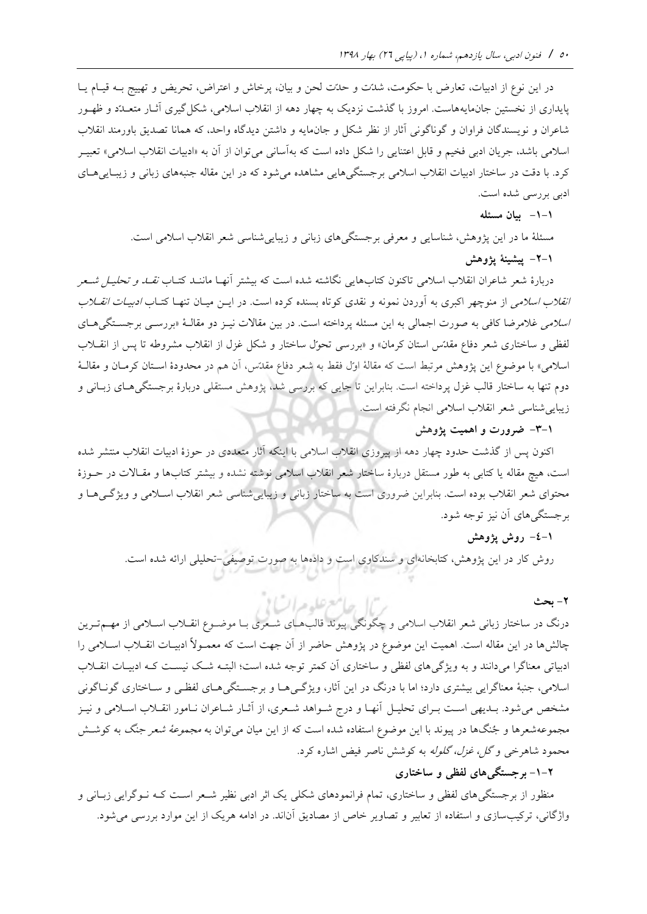در این نوع از ادبیات، تعارض با حکومت، شدّت و حدّت لحن و بیان، پرخاش و اعتراض، تحریض و تهییج بــه قیــام یــا پایداری از نخستین جان‌مایه‌هاست. امروز با گذشت نزدیک به چهار دهه از انقلاب اسلامی، شکل‌گیری آثــار متعــدّد و ظهــور شاعران و نویسندگان فراوان و گوناگونی آثار از نظر شکل و جان‌مایه و داشتن دیدگاه واحد، که همانا تصدیق باورمند انقلاب اسلامی باشد، جریان ادبی فخیم و قابل اعتنایی را شکل داده است که به‌آسانی می‌توان از آن به «ادبیات انقلاب اسلامی» تعبیــر کرد. با دقت در ساختار ادبیات انقلاب اسلامی برجستگی‌هایی مشاهده می‌شود که در این مقاله جنبه‌های زبانی و زیبــایی‌هــای ادبی بررسی شده است.

### ۱-۱- بیان مسئله

مسئلهٔ ما در این پژوهش، شناسایی و معرفی برجستگی‌های زبانی و زیبایی‌شناسی شعر انقلاب اسلامی است.

### ۱-۲- پیشینهٔ پژوهش

دربارهٔ شعر شاعران انقلاب اسلامی تاکنون کتاب‌هایی نگاشته شده است که بیشتر آنهــا ماننــد کتــاب *نقــد و تحلیــل شــعر انقلاب اسلامی* از منوچهر اکبری به آوردن نمونه و نقدی کوتاه بسنده کرده است. در ایــن میــان تنهــا کتــاب *ادبیــات انقــلاب اسلامی* غلامرضا کافی به صورت اجمالی به این مسئله پرداخته است. در بین مقالات نیــز دو مقالــهٔ «بررســی برجســتگی‌هــای لفظی و ساختاری شعر دفاع مقدّس استان کرمان» و «بررسی تحوّل ساختار و شکل غزل از انقلاب مشروطه تا پس از انقــلاب اسلامی» با موضوع این پژوهش مرتبط است که مقالهٔ اوّل فقط به شعر دفاع مقدّس، آن هم در محدودهٔ اســتان کرمــان و مقالــهٔ دوم تنها به ساختار قالب غزل پرداخته است. بنابراین تا جایی که بررسی شد، پژوهش مستقلی دربارهٔ برجستگی‌هــای زبــانی و زیبایی‌شناسی شعر انقلاب اسلامی انجام نگرفته است.

### ۱-۳- ضرورت و اهمیت پژوهش

اکنون پس از گذشت حدود چهار دهه از پیروزی انقلاب اسلامی با اینکه آثار متعددی در حوزهٔ ادبیات انقلاب منتشر شده است، هیچ مقاله یا کتابی به طور مستقل دربارهٔ ساختار شعر انقلاب اسلامی نوشته نشده و بیشتر کتاب‌ها و مقــالات در حــوزهٔ محتوای شعر انقلاب بوده است. بنابراین ضروری است به ساختار زبانی و زیبایی‌شناسی شعر انقلاب اســلامی و ویژگــی‌هــا و برجستگی‌های آن نیز توجه شود.

### ۱-٤- روش پژوهش

روش کار در این پژوهش، کتابخانه‌ای و سندکاوی است و داده‌ها به صورت توصیفی-تحلیلی ارائه شده است.

## ۲- بحث

درنگ در ساختار زبانی شعر انقلاب اسلامی و چگونگی پیوند قالب‌هــای شــعری بــا موضــوع انقــلاب اســلامی از مهــم‌تــرین چالش‌ها در این مقاله است. اهمیت این موضوع در پژوهش حاضر از آن جهت است که معمــولاً ادبیــات انقــلاب اســلامی را ادبیاتی معناگرا می‌دانند و به ویژگی‌های لفظی و ساختاری آن کمتر توجه شده است؛ البتــه شــک نیســت کــه ادبیــات انقــلاب اسلامی، جنبهٔ معناگرایی بیشتری دارد؛ اما با درنگ در این آثار، ویژگــی‌هــا و برجســتگی‌هــای لفظــی و ســاختاری گونــاگونی مشخص می‌شود. بــدیهی اســت بــرای تحلیــل آنهــا و درج شــواهد شــعری، از آثــار شــاعران نــامور انقــلاب اســلامی و نیــز مجموعه‌شعرها و جُنگ‌ها در پیوند با این موضوع استفاده شده است که از این میان می‌توان به *مجموعهٔ شعر جنگ* به کوشــش محمود شاهرخی و *گل، غزل، گلوله* به کوشش ناصر فیض اشاره کرد.

### ۲-۱- برجستگی‌های لفظی و ساختاری

منظور از برجستگی‌های لفظی و ساختاری، تمام فرانمودهای شکلی یک اثر ادبی نظیر شــعر اســت کــه نــوگرایی زبــانی و واژگانی، ترکیب‌سازی و استفاده از تعابیر و تصاویر خاص از مصادیق آن‌اند. در ادامه هریک از این موارد بررسی می‌شود.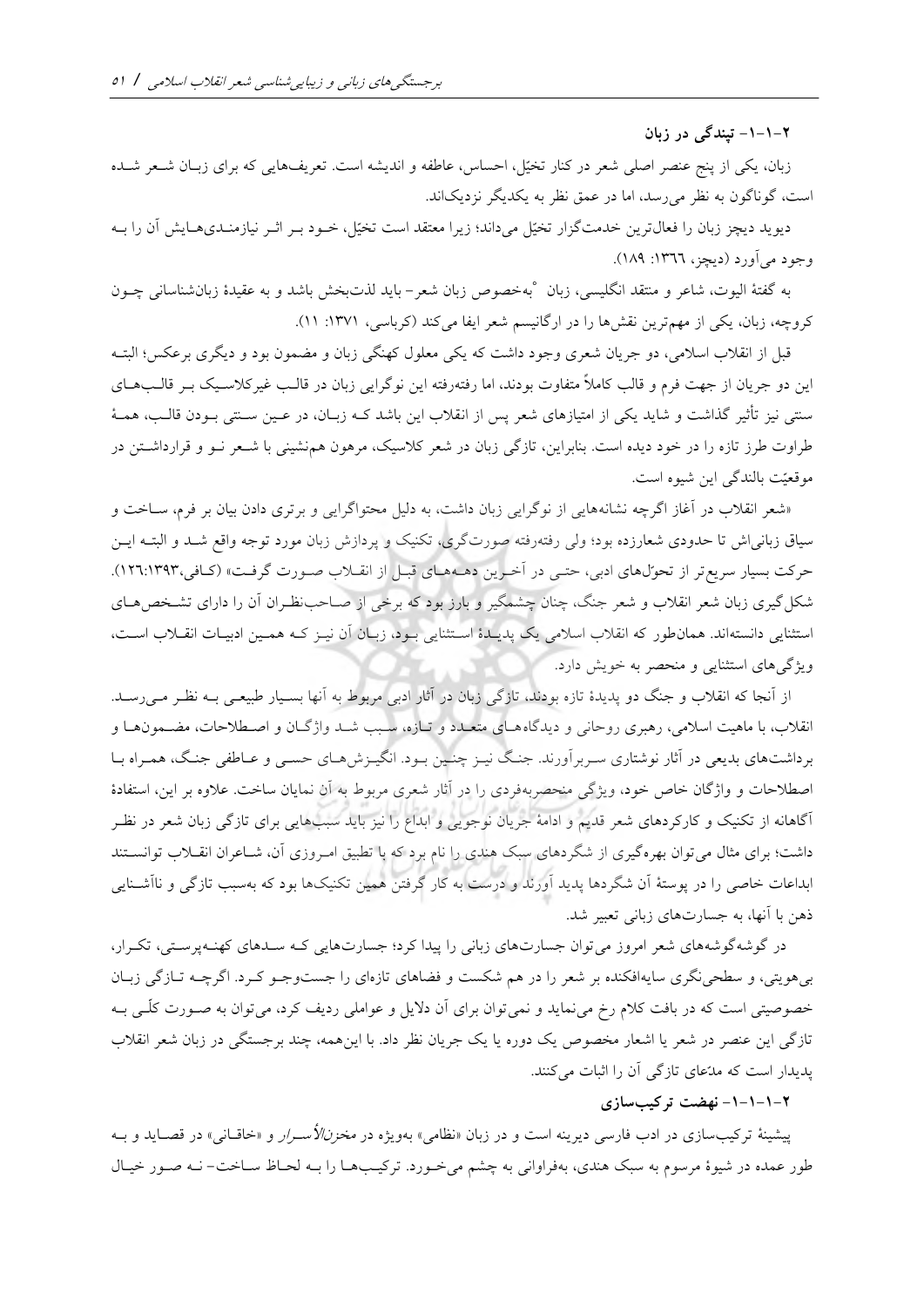### ۲-۱-۱- تپندگی در زبان

زبان، یکی از پنج عنصر اصلی شعر در کنار تخیّل، احساس، عاطفه و اندیشه است. تعریف‌هایی که برای زبان شعر شده است، گوناگون به نظر می‌رسد، اما در عمق نظر به یکدیگر نزدیک‌اند.

دیوید دیچز زبان را فعال‌ترین خدمت‌گزار تخیّل می‌داند؛ زیرا معتقد است تخیّل، خود بر اثر نیازمندی‌هایش آن را به وجود می‌آورد (دیچز، ۱۳۶۶: ۱۸۹).

به گفتهٔ الیوت، شاعر و منتقد انگلیسی، زبان °به‌خصوص زبان شعر- باید لذت‌بخش باشد و به عقیدهٔ زبان‌شناسانی چون کروچه، زبان، یکی از مهم‌ترین نقش‌ها را در ارگانیسم شعر ایفا می‌کند (کرباسی، ۱۳۷۱: ۱۱).

قبل از انقلاب اسلامی، دو جریان شعری وجود داشت که یکی معلول کهنگی زبان و مضمون بود و دیگری برعکس؛ البته این دو جریان از جهت فرم و قالب کاملاً متفاوت بودند، اما رفته‌رفته این نوگرایی زبان در قالب غیرکلاسیک بر قالب‌های سنتی نیز تأثیر گذاشت و شاید یکی از امتیازهای شعر پس از انقلاب این باشد که زبان، در عین سنتی بودن قالب، همهٔ طراوت طرز تازه را در خود دیده است. بنابراین، تازگی زبان در شعر کلاسیک، مرهون هم‌نشینی با شعر نو و قرارداشتن در موقعیّت بالندگی این شیوه است.

«شعر انقلاب در آغاز اگرچه نشانه‌هایی از نوگرایی زبان داشت، به دلیل محتواگرایی و برتری دادن بیان بر فرم، ساخت و سیاق زبانی‌اش تا حدودی شعارزده بود؛ ولی رفته‌رفته صورت‌گری، تکنیک و پردازش زبان مورد توجه واقع شد و البته این حرکت بسیار سریع‌تر از تحوّل‌های ادبی، حتی در آخرین دهه‌های قبل از انقلاب صورت گرفت» (کافی،۱۳۹۳:۱۲۶). شکل‌گیری زبان شعر انقلاب و شعر جنگ، چنان چشمگیر و بارز بود که برخی از صاحب‌نظران آن را دارای تشخص‌های استثنایی دانسته‌اند. همان‌طور که انقلاب اسلامی یک پدیدهٔ استثنایی بود، زبان آن نیز که همین ادبیات انقلاب است، ویژگی‌های استثنایی و منحصر به خویش دارد.

از آنجا که انقلاب و جنگ دو پدیدهٔ تازه بودند، تازگی زبان در آثار ادبی مربوط به آنها بسیار طبیعی به نظر می‌رسد. انقلاب، با ماهیت اسلامی، رهبری روحانی و دیدگاه‌های متعدد و تازه، سبب شد واژگان و اصطلاحات، مضمون‌ها و برداشت‌های بدیعی در آثار نوشتاری سربرآورند. جنگ نیز چنین بود. انگیزش‌های حسی و عاطفی جنگ، همراه با اصطلاحات و واژگان خاص خود، ویژگی منحصربه‌فردی را در آثار شعری مربوط به آن نمایان ساخت. علاوه بر این، استفادهٔ آگاهانه از تکنیک و کارکردهای شعر قدیم و ادامهٔ جریان نوجویی و ابداع را نیز باید سبب‌هایی برای تازگی زبان شعر در نظر داشت؛ برای مثال می‌توان بهره‌گیری از شگردهای سبک هندی را نام برد که با تطبیق امروزی آن، شاعران انقلاب توانستند ابداعات خاصی را در پوستهٔ آن شگردها پدید آورند و درست به کار گرفتن همین تکنیک‌ها بود که به‌سبب تازگی و ناآشنایی ذهن با آنها، به جسارت‌های زبانی تعبیر شد.

در گوشه‌گوشه‌های شعر امروز می‌توان جسارت‌های زبانی را پیدا کرد؛ جسارت‌هایی که سدهای کهنه‌پرستی، تکرار، بی‌هویتی، و سطحی‌نگری سایه‌افکنده بر شعر را در هم شکست و فضاهای تازه‌ای را جست‌وجو کرد. اگرچه تازگی زبان خصوصیتی است که در بافت کلام رخ می‌نماید و نمی‌توان برای آن دلایل و عواملی ردیف کرد، می‌توان به صورت کلّی به تازگی این عنصر در شعر یا اشعار مخصوص یک دوره یا یک جریان نظر داد. با این‌همه، چند برجستگی در زبان شعر انقلاب پدیدار است که مدّعای تازگی آن را اثبات می‌کنند.

#### ۲-۱-۱-۱- نهضت ترکیب‌سازی

پیشینهٔ ترکیب‌سازی در ادب فارسی دیرینه است و در زبان «نظامی» به‌ویژه در *مخزن‌الأسرار* و «خاقانی» در قصاید و به طور عمده در شیوهٔ مرسوم به سبک هندی، به‌فراوانی به چشم می‌خورد. ترکیب‌ها را به لحاظ ساخت- نه صور خیال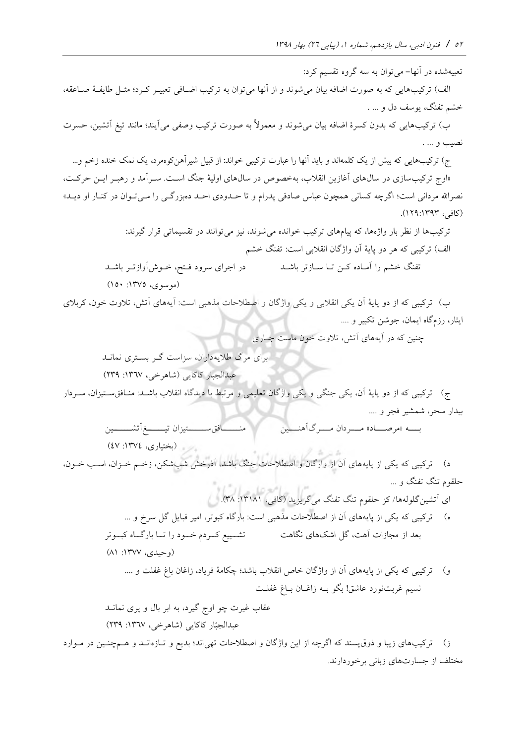تعبیه‌شده در آنها- می‌توان به سه گروه تقسیم کرد:

الف) ترکیب‌هایی که به صورت اضافه بیان می‌شوند و از آنها می‌توان به ترکیب اضافی تعبیر کرد؛ مثل طایفهٔ صاعقه، خشم تفنگ، یوسف دل و ... .

ب) ترکیب‌هایی که بدون کسرهٔ اضافه بیان می‌شوند و معمولاً به صورت ترکیب وصفی می‌آیند؛ مانند تیغ آتشین، حسرت نصیب و ... .

ج) ترکیب‌هایی که بیش از یک کلمه‌اند و باید آنها را عبارت ترکیبی خواند: از قبیل شیرآهن‌کوه‌مرد، یک نمک خنده زخم و...

«اوج ترکیب‌سازی در سال‌های آغازین انقلاب، به‌خصوص در سال‌های اولیهٔ جنگ است. سرآمد و رهبر این حرکت، نصرالله مردانی است؛ اگرچه کسانی همچون عباس صادقی پدرام و تا حدودی احد ده‌بزرگی را می‌توان در کنار او دید» (کافی، ۱۳۹۳:۱۲۹).

ترکیب‌ها از نظر بار واژه‌ها، که پیام‌های ترکیب خوانده می‌شوند، نیز می‌توانند در تقسیماتی قرار گیرند:

الف) ترکیبی که هر دو پایهٔ آن واژگان انقلابی است: تفنگ خشم

تفنگ خشم را آماده کن تا سازتر باشد　　　در اجرای سرود فتح، خوش‌آوازتر باشد

(موسوی، ۱۳۷۵: ۱۵۰)

ب) ترکیبی که از دو پایهٔ آن یکی انقلابی و یکی واژگان و اصطلاحات مذهبی است: آیه‌های آتش، تلاوت خون، کربلای ایثار، رزم‌گاه ایمان، جوشن تکبیر و ....

چنین که در آیه‌های آتش، تلاوت خون ماست جاری

برای مرگ طلایه‌داران، سزاست گر بستری نماند

عبدالجبار کاکایی (شاهرخی، ۱۳۶۷: ۲۳۹)

ج) ترکیبی که از دو پایهٔ آن، یکی جنگی و یکی واژگان تعلیمی و مرتبط با دیدگاه انقلاب باشد: منافق‌ستیزان، سردار بیدار سحر، شمشیر فجر و ....

به «مرصاد» مردان مرگ‌آهنین　　　منافق‌ستیزان تیغ‌آتشین

(بختیاری، ۱۳۷۴: ۴۷)

د) ترکیبی که یکی از پایه‌های آن از واژگان و اصطلاحات جنگ باشد، آذرخش شب‌شکن، زخم خزان، اسب خون، حلقوم تنگ تفنگ و ...

ای آتشین‌گلوله‌ها/ کز حلقوم تنگ تفنگ می‌گریزید (کافی، ۱۳۱۸۱: ۳۸).

ه) ترکیبی که یکی از پایه‌های آن از اصطلاحات مذهبی است: بارگاه کبوتر، امیر قبایل گل سرخ و ...

بعد از مجازات آهت، گل اشک‌های نگاهت　　　تشییع کردم خود را تا بارگاه کبوتر

(وحیدی، ۱۳۷۷: ۸۱)

و) ترکیبی که یکی از پایه‌های آن از واژگان خاص انقلاب باشد؛ چکامهٔ فریاد، زاغان باغ غفلت و ....

نسیم غربت‌نورد عاشق! بگو به زاغان باغ غفلت

عقاب غیرت چو اوج گیرد، به ابر بال و پری نماند

عبدالجبّار کاکایی (شاهرخی، ۱۳۶۷: ۲۳۹)

ز) ترکیب‌های زیبا و ذوق‌پسند که اگرچه از این واژگان و اصطلاحات تهی‌اند؛ بدیع و تازه‌اند و هم‌چنین در موارد مختلف از جسارت‌های زبانی برخوردارند.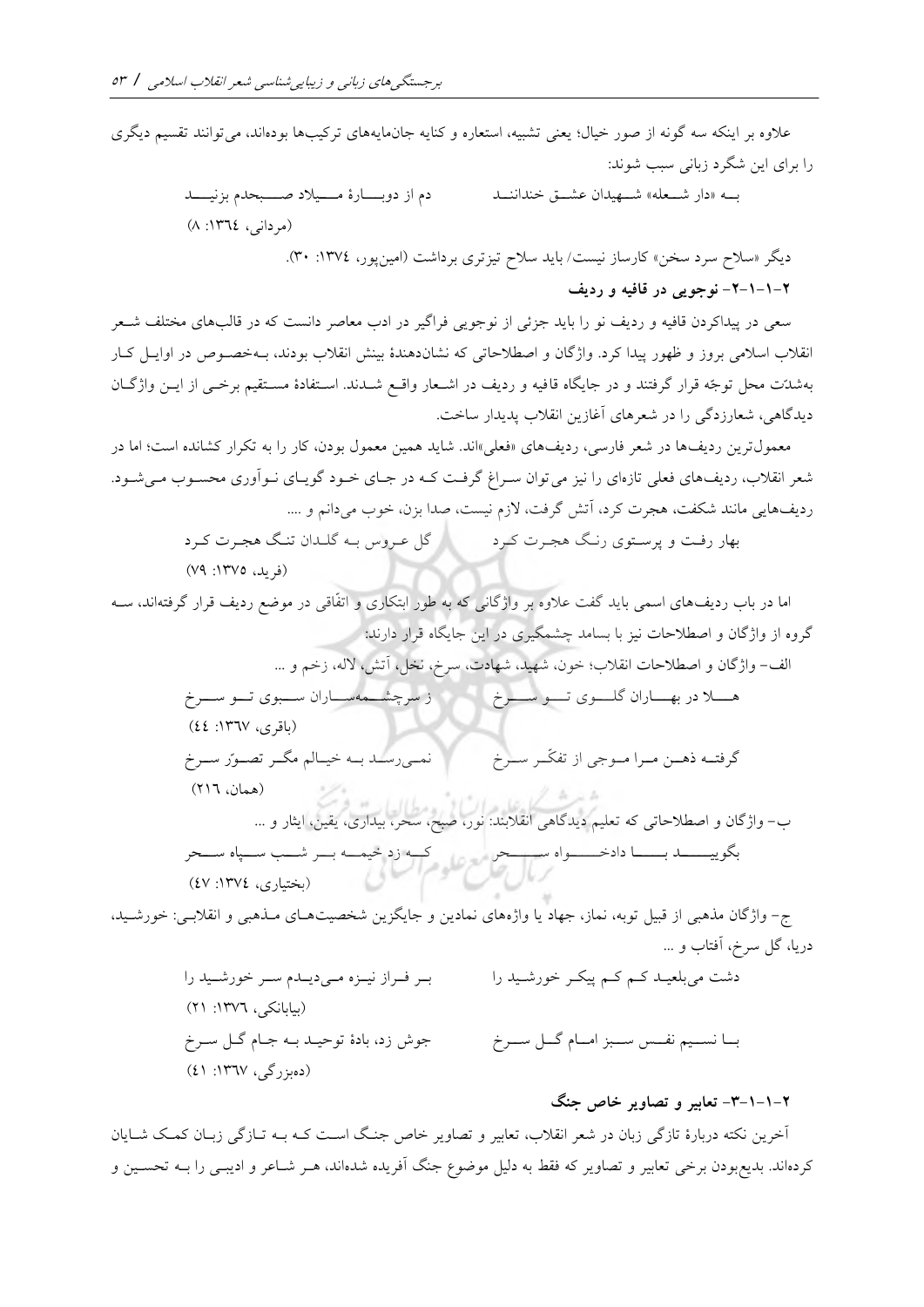علاوه بر اینکه سه گونه از صور خیال؛ یعنی تشبیه، استعاره و کنایه جان‌مایه‌های ترکیب‌ها بوده‌اند، می‌توانند تقسیم دیگری را برای این شگرد زبانی سبب شوند:

به «دار شعله» شهیدان عشق خندانند — دم از دوبارهٔ میلاد صبحدم بزنید
(مردانی، ۱۳٦٤: ۸)

دیگر «سلاح سرد سخن» کارساز نیست/ باید سلاح تیزتری برداشت (امین‌پور، ۱۳۷٤: ۳۰).

### ۲-۱-۱-۲- نوجویی در قافیه و ردیف

سعی در پیداکردن قافیه و ردیف نو را باید جزئی از نوجویی فراگیر در ادب معاصر دانست که در قالب‌های مختلف شعر انقلاب اسلامی بروز و ظهور پیدا کرد. واژگان و اصطلاحاتی که نشان‌دهندهٔ بینش انقلاب بودند، به‌خصوص در اوایل کار به‌شدّت محل توجّه قرار گرفتند و در جایگاه قافیه و ردیف در اشعار واقع شدند. استفادهٔ مستقیم برخی از این واژگان دیدگاهی، شعارزدگی را در شعرهای آغازین انقلاب پدیدار ساخت.

معمول‌ترین ردیف‌ها در شعر فارسی، ردیف‌های «فعلی»اند. شاید همین معمول بودن، کار را به تکرار کشانده است؛ اما در شعر انقلاب، ردیف‌های فعلی تازه‌ای را نیز می‌توان سراغ گرفت که در جای خود گویای نوآوری محسوب می‌شود. ردیف‌هایی مانند شکفت، هجرت کرد، آتش گرفت، لازم نیست، صدا بزن، خوب می‌دانم و ....

بهار رفت و پرستوی رنگ هجرت کرد — گل عروس به گلدان تنگ هجرت کرد
(فرید، ۱۳۷۵: ۷۹)

اما در باب ردیف‌های اسمی باید گفت علاوه بر واژگانی که به طور ابتکاری و اتّفاقی در موضع ردیف قرار گرفته‌اند، سه گروه از واژگان و اصطلاحات نیز با بسامد چشمگیری در این جایگاه قرار دارند:

الف- واژگان و اصطلاحات انقلاب؛ خون، شهید، شهادت، سرخ، نخل، آتش، لاله، زخم و ...

هلا در بهاران گلوی تو سرخ — ز سرچشمه‌ساران سبوی تو سرخ
(باقری، ۱۳٦۷: ٤٤)

گرفته ذهن مرا موجی از تفکّر سرخ — نمی‌رسد به خیالم مگر تصوّر سرخ
(همان، ۲۱٦)

ب- واژگان و اصطلاحاتی که تعلیم دیدگاهی انقلابند: نور، صبح، سحر، بیداری، یقین، ایثار و ...

بگویید بادخواه سحر — که زد خیمه بر شب سپاه سحر
(بختیاری، ۱۳۷٤: ٤۷)

ج- واژگان مذهبی از قبیل توبه، نماز، جهاد یا واژه‌های نمادین و جایگزین شخصیت‌های مذهبی و انقلابی: خورشید، دریا، گل سرخ، آفتاب و ...

دشت می‌بلعید کم کم پیکر خورشید را — بر فراز نیزه می‌دیدم سر خورشید را
(بیابانکی، ۱۳۷٦: ۲۱)

با نسیم نفس سبز امام گل سرخ — جوش زد، بادهٔ توحید به جام گل سرخ
(ده‌بزرگی، ۱۳٦۷: ٤۱)

### ۲-۱-۱-۳- تعابیر و تصاویر خاص جنگ

آخرین نکته دربارهٔ تازگی زبان در شعر انقلاب، تعابیر و تصاویر خاص جنگ است که به تازگی زبان کمک شایان کرده‌اند. بدیع‌بودن برخی تعابیر و تصاویر که فقط به دلیل موضوع جنگ آفریده شده‌اند، هر شاعر و ادیبی را به تحسین و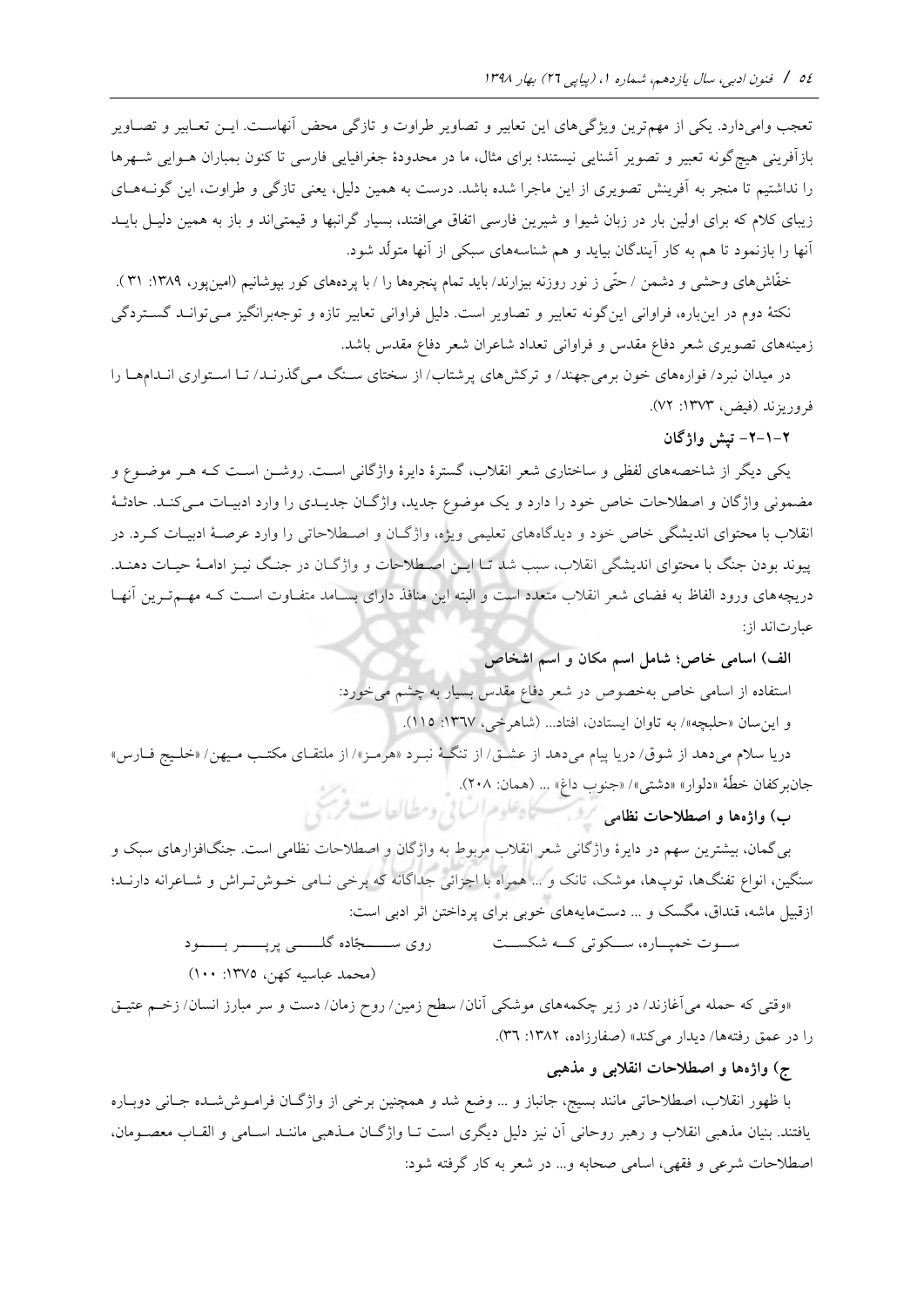تعجب وامی‌دارد. یکی از مهم‌ترین ویژگی‌های این تعابیر و تصاویر طراوت و تازگی محض آنهاست. این تعابیر و تصاویر بازآفرینی هیچ‌گونه تعبیر و تصویر آشنایی نیستند؛ برای مثال، ما در محدودۀ جغرافیایی فارسی تا کنون بمباران هوایی شهرها را نداشتیم تا منجر به آفرینش تصویری از این ماجرا شده باشد. درست به همین دلیل، یعنی تازگی و طراوت، این گونه‌های زیبای کلام که برای اولین بار در زبان شیوا و شیرین فارسی اتفاق می‌افتند، بسیار گرانبها و قیمتی‌اند و باز به همین دلیل باید آنها را بازنمود تا هم به کار آیندگان بیاید و هم شناسه‌های سبکی از آنها متولّد شود.

خفّاش‌های وحشی و دشمن / حتّی ز نور روزنه بیزارند/ باید تمام پنجره‌ها را / با پرده‌های کور بپوشانیم (امین‌پور، ۱۳۸۹: ۳۱).

نکتۀ دوم در این‌باره، فراوانی این‌گونه تعابیر و تصاویر است. دلیل فراوانی تعابیر تازه و توجه‌برانگیز می‌تواند گستردگی زمینه‌های تصویری شعر دفاع مقدس و فراوانی تعداد شاعران شعر دفاع مقدس باشد.

در میدان نبرد/ فواره‌های خون برمی‌جهند/ و ترکش‌های پرشتاب/ از سختای سنگ می‌گذرند/ تا استواری اندام‌ها را فروریزند (فیض، ۱۳۷۳: ۷۲).

### ۲-۱-۲- تپش واژگان

یکی دیگر از شاخصه‌های لفظی و ساختاری شعر انقلاب، گسترۀ دایرۀ واژگانی است. روشن است که هر موضوع و مضمونی واژگان و اصطلاحات خاص خود را دارد و یک موضوع جدید، واژگان جدیدی را وارد ادبیات می‌کند. حادثۀ انقلاب با محتوای اندیشگی خاص خود و دیدگاه‌های تعلیمی ویژه، واژگان و اصطلاحاتی را وارد عرصۀ ادبیات کرد. در پیوند بودن جنگ با محتوای اندیشگی انقلاب، سبب شد تا این اصطلاحات و واژگان در جنگ نیز ادامۀ حیات دهند. دریچه‌های ورود الفاظ به فضای شعر انقلاب متعدد است و البته این منافذ دارای بسامد متفاوت است که مهم‌ترین آنها عبارت‌اند از:

**الف) اسامی خاص؛ شامل اسم مکان و اسم اشخاص**

استفاده از اسامی خاص به‌خصوص در شعر دفاع مقدس بسیار به چشم می‌خورد:

و این‌سان «حلبچه»/ به تاوان ایستادن، افتاد... (شاهرخی، ۱۳۶۷: ۱۱۵).

دریا سلام می‌دهد از شوق/ دریا پیام می‌دهد از عشق/ از تنگۀ نبرد «هرمز»/ از ملتقای مکتب میهن/ «خلیج فارس» جان‌برکفان خطۀ «دلوار» «دشتی»/ «جنوب داغ» ... (همان: ۲۰۸).

**ب) واژه‌ها و اصطلاحات نظامی**

بی‌گمان، بیشترین سهم در دایرۀ واژگانی شعر انقلاب مربوط به واژگان و اصطلاحات نظامی است. جنگ‌افزارهای سبک و سنگین، انواع تفنگ‌ها، توپ‌ها، موشک، تانک و ... همراه با اجزائی جداگانه که برخی نامی خوش‌تراش و شاعرانه دارند؛ ازقبیل ماشه، قنداق، مگسک و ... دست‌مایه‌های خوبی برای پرداختن اثر ادبی است:

سوت خمپاره، سکوتی که شکست &nbsp;&nbsp;&nbsp;&nbsp; روی سجّاده گلی پرپر بود

(محمد عباسیه کهن، ۱۳۷۵: ۱۰۰)

«وقتی که حمله می‌آغازند/ در زیر چکمه‌های موشکی آنان/ سطح زمین/ روح زمان/ دست و سر مبارز انسان/ زخم عتیق را در عمق رفته‌ها/ دیدار می‌کند» (صفارزاده، ۱۳۸۲: ۳۶).

**ج) واژه‌ها و اصطلاحات انقلابی و مذهبی**

با ظهور انقلاب، اصطلاحاتی مانند بسیج، جانباز و ... وضع شد و همچنین برخی از واژگان فراموش‌شده جانی دوباره یافتند. بنیان مذهبی انقلاب و رهبر روحانی آن نیز دلیل دیگری است تا واژگان مذهبی مانند اسامی و القاب معصومان، اصطلاحات شرعی و فقهی، اسامی صحابه و... در شعر به کار گرفته شود: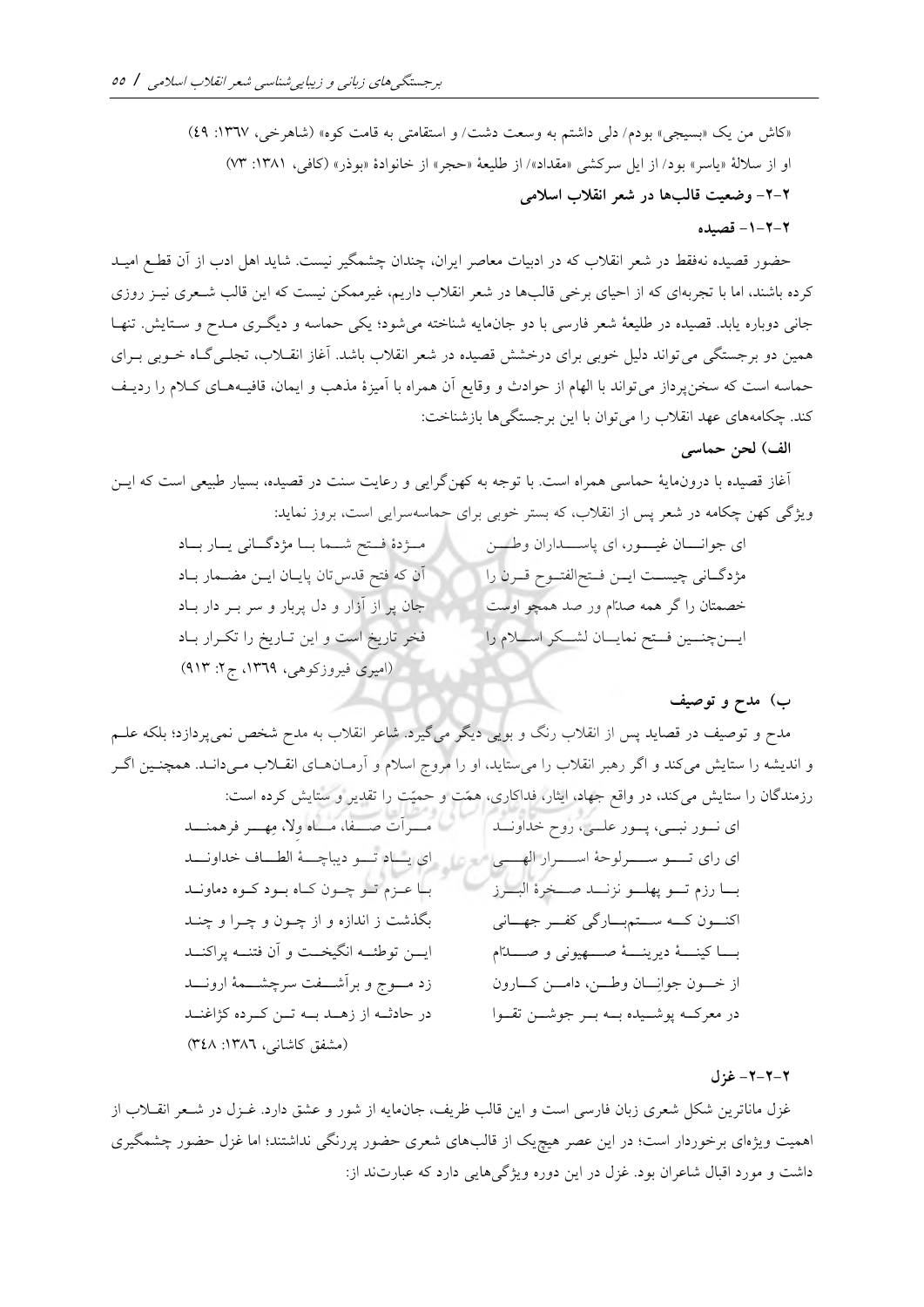«کاش من یک «بسیجی» بودم/ دلی داشتم به وسعت دشت/ و استقامتی به قامت کوه» (شاهرخی، ۱۳۶۷: ۴۹)

او از سلالهٔ «یاسر» بود/ از ایل سرکشی «مقداد»/ از طلیعهٔ «حجر» از خانوادهٔ «بوذر» (کافی، ۱۳۸۱: ۷۳)

### ۲-۲- وضعیت قالب‌ها در شعر انقلاب اسلامی

#### ۲-۲-۱- قصیده

حضور قصیده نه‌فقط در شعر انقلاب که در ادبیات معاصر ایران، چندان چشمگیر نیست. شاید اهل ادب از آن قطع امید کرده باشند، اما با تجربه‌ای که از احیای برخی قالب‌ها در شعر انقلاب داریم، غیرممکن نیست که این قالب شعری نیز روزی جانی دوباره یابد. قصیده در طلیعهٔ شعر فارسی با دو جان‌مایه شناخته می‌شود؛ یکی حماسه و دیگری مدح و ستایش. تنها همین دو برجستگی می‌تواند دلیل خوبی برای درخشش قصیده در شعر انقلاب باشد. آغاز انقلاب، تجلی‌گاه خوبی برای حماسه است که سخن‌پرداز می‌تواند با الهام از حوادث و وقایع آن همراه با آمیزهٔ مذهب و ایمان، قافیه‌های کلام را ردیف کند. چکامه‌های عهد انقلاب را می‌توان با این برجستگی‌ها بازشناخت:

**الف) لحن حماسی**

آغاز قصیده با درون‌مایهٔ حماسی همراه است. با توجه به کهن‌گرایی و رعایت سنت در قصیده، بسیار طبیعی است که این ویژگی کهن چکامه در شعر پس از انقلاب، که بستر خوبی برای حماسه‌سرایی است، بروز نماید:

ای جوانان غیور، ای پاسداران وطن — مژدهٔ فتح شما با مژدگانی یار باد

مژدگانی چیست این فتح‌الفتوح قرن را — آن که فتح قدس‌تان پایان این مضمار باد

خصمتان را گر همه صدّام ور صد همچو اوست — جان پر از آزار و دل پربار و سر بر دار باد

این‌چنین فتح نمایان لشکر اسلام را — فخر تاریخ است و این تاریخ را تکرار باد

(امیری فیروزکوهی، ۱۳۶۹، ج۲: ۹۱۳)

**ب) مدح و توصیف**

مدح و توصیف در قصاید پس از انقلاب رنگ و بویی دیگر می‌گیرد. شاعر انقلاب به مدح شخص نمی‌پردازد؛ بلکه علم و اندیشه را ستایش می‌کند و اگر رهبر انقلاب را می‌ستاید، او را مروج اسلام و آرمان‌های انقلاب می‌داند. همچنین اگر رزمندگان را ستایش می‌کند، در واقع جهاد، ایثار، فداکاری، همّت و حمیّت را تقدیر و ستایش کرده است:

ای نور نبی، پور علی، روح خداوند — مرآت صفا، ماه ولا، مِهر فرهمند

ای رای تو سرلوحهٔ اسرار الهی — ای یاد تو دیباچهٔ الطاف خداوند

با رزم تو پهلو نزند صخرهٔ البرز — با عزم تو چون کاه بود کوه دماوند

اکنون که ستم‌بارگی کفر جهانی — بگذشت ز اندازه و از چون و چرا و چند

با کینهٔ دیرینهٔ صهیونی و صدّام — این توطئه انگیخت و آن فتنه پراکند

از خون جوانان وطن، دامن کارون — زد موج و برآشفت سرچشمهٔ اروند

در معرکه پوشیده به بر جوشن تقوا — در حادثه از زهد به تن کرده کژاغند

(مشفق کاشانی، ۱۳۸۶: ۳۴۸)

#### ۲-۲-۲- غزل

غزل ماناترین شکل شعری زبان فارسی است و این قالب ظریف، جان‌مایه از شور و عشق دارد. غزل در شعر انقلاب از اهمیت ویژه‌ای برخوردار است؛ در این عصر هیچ‌یک از قالب‌های شعری حضور پررنگی نداشتند؛ اما غزل حضور چشمگیری داشت و مورد اقبال شاعران بود. غزل در این دوره ویژگی‌هایی دارد که عبارت‌اند از: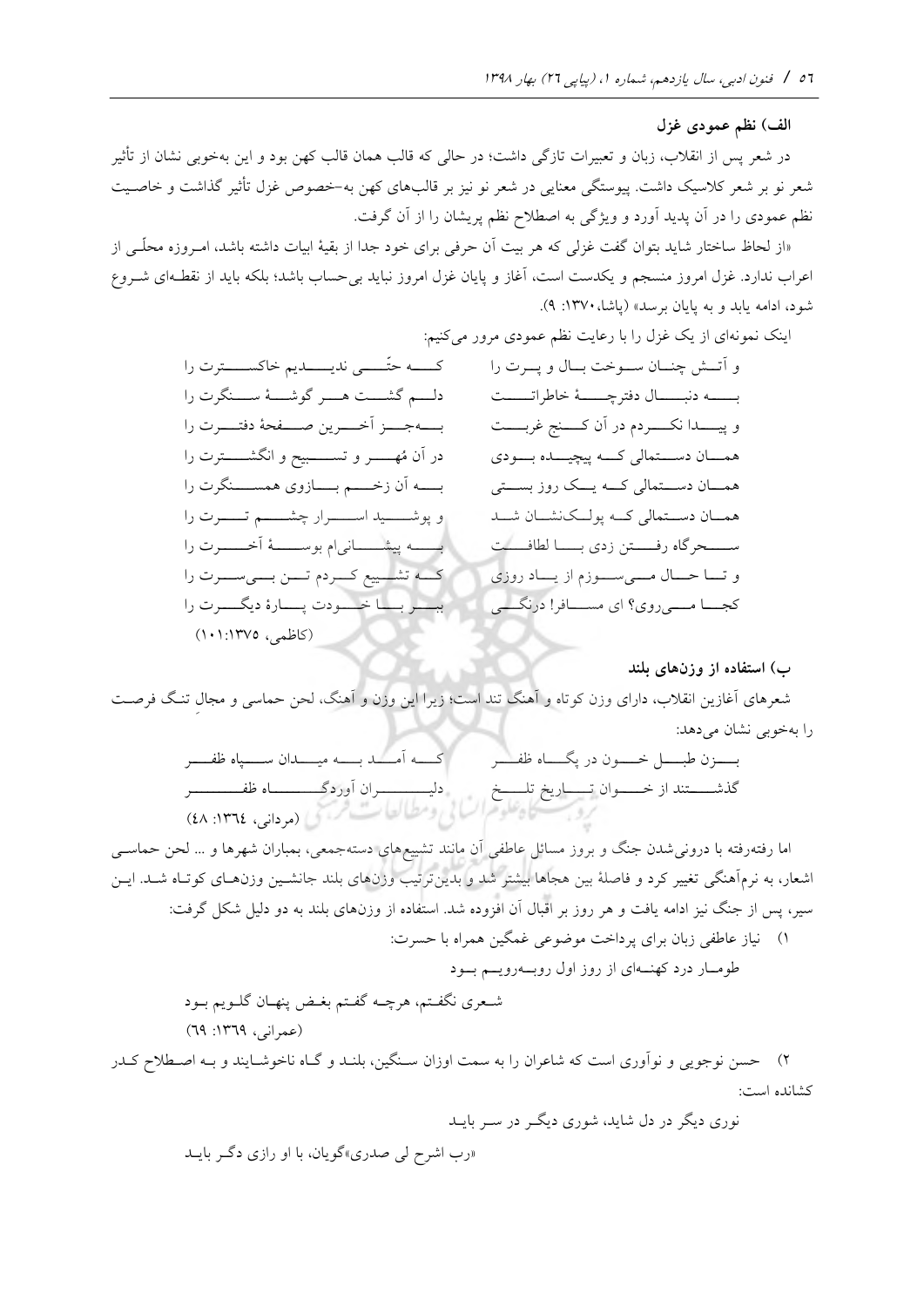### الف) نظم عمودی غزل

در شعر پس از انقلاب، زبان و تعبیرات تازگی داشت؛ در حالی که قالب همان قالب کهن بود و این به‌خوبی نشان از تأثیر شعر نو بر شعر کلاسیک داشت. پیوستگی معنایی در شعر نو نیز بر قالب‌های کهن به‌خصوص غزل تأثیر گذاشت و خاصیت نظم عمودی را در آن پدید آورد و ویژگی به اصطلاح نظم پریشان را از آن گرفت.

«از لحاظ ساختار شاید بتوان گفت غزلی که هر بیت آن حرفی برای خود جدا از بقیهٔ ابیات داشته باشد، امروزه محلّی از اعراب ندارد. غزل امروز منسجم و یکدست است، آغاز و پایان غزل امروز نباید بی‌حساب باشد؛ بلکه باید از نقطه‌ای شروع شود، ادامه یابد و به پایان برسد» (پاشا،۱۳۷۰: ۹).

اینک نمونه‌ای از یک غزل را با رعایت نظم عمودی مرور می‌کنیم:

و آتش چنان سوخت بال و پرت را — که حتّی ندیدیم خاکسترت را

به دنبال دفترچهٔ خاطراتت — دلم گشت هر گوشهٔ سنگرت را

و پیدا نکردم در آن کنج غربت — به‌جز آخرین صفحهٔ دفترت را

همان دستمالی که پیچیده بودی — در آن مُهر و تسبیح و انگشترت را

همان دستمالی که یک روز بستی — به آن زخم بازوی همسنگرت را

همان دستمالی که پولک‌نشان شد — و پوشید اسرار چشم ترت را

سحرگاه رفتن زدی با لطافت — به پیشانی‌ام بوسهٔ آخرت را

و تا حال می‌سوزم از یاد روزی — که تشییع کردم تن بی‌سرت را

کجا می‌روی؟ ای مسافر! درنگی — ببر با خودت پارهٔ دیگرت را

(کاظمی، ۱۳۷۵:۱۰۱)

### ب) استفاده از وزن‌های بلند

شعرهای آغازین انقلاب، دارای وزن کوتاه و آهنگ تند است؛ زیرا این وزن و آهنگ، لحن حماسی و مجالِ تنگ فرصت را به‌خوبی نشان می‌دهد:

بزن طبل خون در پگاه ظفر — که آمد به میدان سپاه ظفر

گذشتند از خوان تاریخ تلخ — دلیران آوردگاه ظفر

(مردانی، ۱۳۶۴: ٤٨)

اما رفته‌رفته با درونی‌شدن جنگ و بروز مسائل عاطفی آن مانند تشییع‌های دسته‌جمعی، بمباران شهرها و ... لحن حماسی اشعار، به نرم‌آهنگی تغییر کرد و فاصلهٔ بین هجاها بیشتر شد و بدین‌ترتیب وزن‌های بلند جانشین وزن‌های کوتاه شد. این سیر، پس از جنگ نیز ادامه یافت و هر روز بر اقبال آن افزوده شد. استفاده از وزن‌های بلند به دو دلیل شکل گرفت:

۱) نیاز عاطفی زبان برای پرداخت موضوعی غمگین همراه با حسرت:

طومار درد کهنه‌ای از روز اول روبه‌رویم بود

شعری نگفتم، هرچه گفتم بغض پنهان گلویم بود

(عمرانی، ۱۳۶۹: ٦۹)

۲) حسن نوجویی و نوآوری است که شاعران را به سمت اوزان سنگین، بلند و گاه ناخوشایند و به اصطلاح کدر کشانده است:

نوری دیگر در دل شاید، شوری دیگر در سر باید

«رب اشرح لی صدری»گویان، با او رازی دگر باید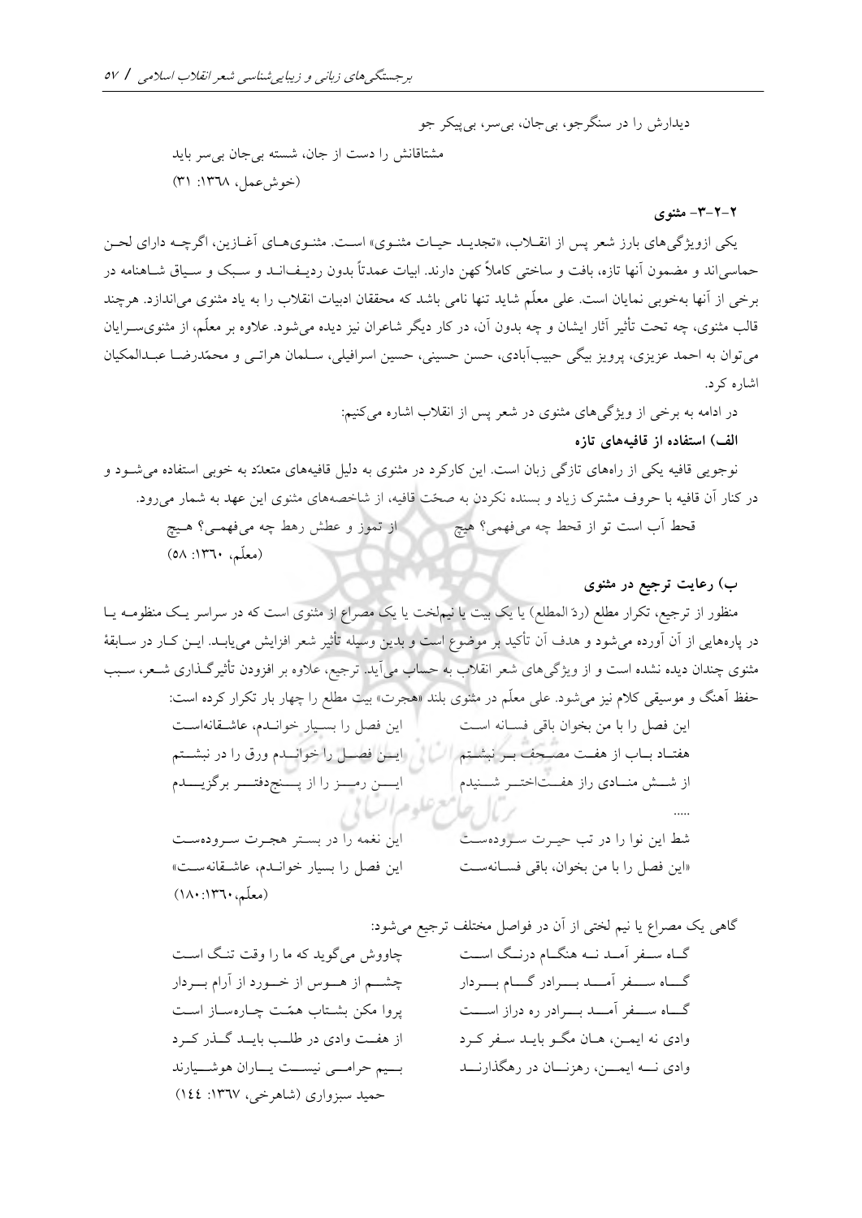دیدارش را در سنگرجو، بی‌جان، بی‌سر، بی‌پیکر جو

مشتاقانش را دست از جان، شسته بی‌جان بی‌سر باید

(خوش‌عمل، ۱۳٦۸: ۳۱)

### ۲-۲-۳- مثنوی

یکی ازویژگی‌های بارز شعر پس از انقلاب، «تجدید حیات مثنوی» است. مثنوی‌های آغازین، اگرچه دارای لحن حماسی‌اند و مضمون آنها تازه، بافت و ساختی کاملاً کهن دارند. ابیات عمدتاً بدون ردیف‌اند و سبک و سیاق شاهنامه در برخی از آنها به‌خوبی نمایان است. علی معلّم شاید تنها نامی باشد که محققان ادبیات انقلاب را به یاد مثنوی می‌اندازد. هرچند قالب مثنوی، چه تحت تأثیر آثار ایشان و چه بدون آن، در کار دیگر شاعران نیز دیده می‌شود. علاوه بر معلّم، از مثنوی‌سرایان می‌توان به احمد عزیزی، پرویز بیگی حبیب‌آبادی، حسن حسینی، حسین اسرافیلی، سلمان هراتی و محمّدرضا عبدالمکیان اشاره کرد.

در ادامه به برخی از ویژگی‌های مثنوی در شعر پس از انقلاب اشاره می‌کنیم:

**الف) استفاده از قافیه‌های تازه**

نوجویی قافیه یکی از راه‌های تازگی زبان است. این کارکرد در مثنوی به دلیل قافیه‌های متعدّد به خوبی استفاده می‌شود و در کنار آن قافیه با حروف مشترک زیاد و بسنده نکردن به صحّت قافیه، از شاخصه‌های مثنوی این عهد به شمار می‌رود.

قحط آب است تو از قحط چه می‌فهمی؟ هیچ　　از تموز و عطش رهط چه می‌فهمی؟ هیچ

(معلّم، ۱۳٦۰: ۵۸)

**ب) رعایت ترجیع در مثنوی**

منظور از ترجیع، تکرار مطلع (ردّ المطلع) یا یک بیت یا نیم‌لخت یا یک مصراع از مثنوی است که در سراسر یک منظومه یا در پاره‌هایی از آن آورده می‌شود و هدف آن تأکید بر موضوع است و بدین وسیله تأثیر شعر افزایش می‌یابد. این کار در سابقهٔ مثنوی چندان دیده نشده است و از ویژگی‌های شعر انقلاب به حساب می‌آید. ترجیع، علاوه بر افزودن تأثیرگذاری شعر، سبب حفظ آهنگ و موسیقی کلام نیز می‌شود. علی معلّم در مثنوی بلند «هجرت» بیت مطلع را چهار بار تکرار کرده است:

این فصل را با من بخوان باقی فسانه است　　این فصل را بسیار خواندم، عاشقانه‌است

هفتاد باب از هفت مصحف بر نبشتم　　این فصل را خواندم ورق را در نبشتم

از شش منادی راز هفت‌اختر شنیدم　　این رمز را از پنج‌دفتر برگزیدم

.....

شط این نوا را در تب حیرت سروده‌ست　　این نغمه را در بستر هجرت سروده‌ست

«این فصل را با من بخوان، باقی فسانه‌ست　　این فصل را بسیار خواندم، عاشقانه‌ست»

(معلّم، ۱۳٦۰: ۱۸۰)

گاهی یک مصراع یا نیم لختی از آن در فواصل مختلف ترجیع می‌شود:

گاه سفر آمد نه هنگام درنگ است　　چاووش می‌گوید که ما را وقت تنگ است

گاه سفر آمد برادر گام بردار　　چشم از هوس از خورد از آرام بردار

گاه سفر آمد برادر ره دراز است　　پروا مکن بشتاب همّت چاره‌ساز است

وادی نه ایمن، هان مگو باید سفر کرد　　از هفت وادی در طلب باید گذر کرد

وادی نه ایمن، رهزنان در رهگذارند　　بیم حرامی نیست یاران هوشیارند

حمید سبزواری (شاهرخی، ۱۳٦۷: ۱٤٤)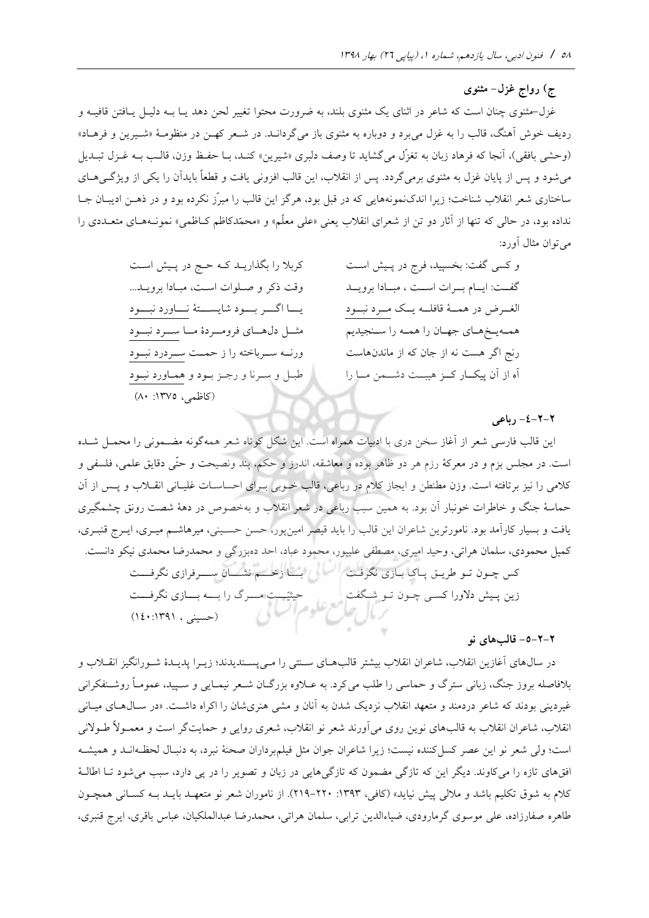### ج) رواج غزل- مثنوی

غزل-مثنوی چنان است که شاعر در اثنای یک مثنوی بلند، به ضرورت محتوا تغییر لحن دهد یا به دلیل یافتن قافیه و ردیف خوش آهنگ، قالب را به غزل می‌برد و دوباره به مثنوی باز می‌گرداند. در شعر کهن در منظومهٔ «شیرین و فرهاد» (وحشی بافقی)، آنجا که فرهاد زبان به تغزّل می‌گشاید تا وصف دلبری «شیرین» کند، با حفظ وزن، قالب به غزل تبدیل می‌شود و پس از پایان غزل به مثنوی برمی‌گردد. پس از انقلاب، این قالب افزونی یافت و قطعاً بایدآن را یکی از ویژگی‌های ساختاری شعر انقلاب شناخت؛ زیرا اندک‌نمونه‌هایی که در قبل بود، هرگز این قالب را مبرّز نکرده بود و در ذهن ادیبان جا نداده بود، در حالی که تنها از آثار دو تن از شعرای انقلاب یعنی «علی معلّم» و «محمّدکاظم کاظمی» نمونه‌های متعددی را می‌توان مثال آورد:

| | |
|---|---|
| و کسی گفت: بخسپید، فرج در پیش است | کربلا را بگذارید که حج در پیش است |
| گفت: ایام برات است ، مبادا بروید | وقت ذکر و صلوات است، مبادا بروید... |
| الغرض در همهٔ قافله یک مرد نبود | یا اگر بود شایستهٔ ناورد نبود |
| همه‌یخ‌های جهان را همه را سنجیدیم | مثل دل‌های فرومردهٔ ما سرد نبود |
| رنج اگر هست نه از جان که از ماندن‌هاست | ورنه سرباخته را ز حمت سردرد نبود |
| آه از آن پیکار کز هیبت دشمن ما را | طبل و سرنا و رجز بود و هماورد نبود |

(کاظمی، ۱۳۷۵: ۸۰)

### ۲-۲-۴- رباعی

این قالب فارسی شعر از آغاز سخن دری با ادبیات همراه است. این شکل کوتاه شعر همه‌گونه مضمونی را محمل شده است. در مجلس بزم و در معرکهٔ رزم هر دو ظاهر بوده و معاشقه، اندرز و حکم، پند ونصیحت و حتّی دقایق علمی، فلسفی و کلامی را نیز برتافته است. وزن مطنطن و ایجاز کلام در رباعی، قالب خوبی برای احساسات غلیانی انقلاب و پس از آن حماسهٔ جنگ و خاطرات خونبار آن بود. به همین سبب رباعی در شعر انقلاب و به‌خصوص در دههٔ شصت رونق چشمگیری یافت و بسیار کارآمد بود. نامورترین شاعران این قالب را باید قیصر امین‌پور، حسن حسینی، میرهاشم میری، ایرج قنبری، کمیل محمودی، سلمان هراتی، وحید امیری، مصطفی علیپور، محمود عباد، احد ده‌بزرگی و محمدرضا محمدی نیکو دانست.

| | |
|---|---|
| کس چون تو طریق پاک بازی نگرفت | با زخم نشان سرفرازی نگرفت |
| زین پیش دلاورا کسی چون تو شگفت | حیثیّت مرگ را به بازی نگرفت |

(حسینی ، ۱۳۹۱:۱۴۰)

### ۲-۲-۵- قالب‌های نو

در سال‌های آغازین انقلاب، شاعران انقلاب بیشتر قالب‌های سنتی را می‌پسندیدند؛ زیرا پدیدهٔ شورانگیز انقلاب و بلافاصله بروز جنگ، زبانی سترگ و حماسی را طلب می‌کرد. به علاوه بزرگان شعر نیمایی و سپید، عموماً روشنفکرانی غیردینی بودند که شاعر دردمند و متعهد انقلاب نزدیک شدن به آنان و مشی هنری‌شان را اکراه داشت. «در سال‌های میانی انقلاب، شاعران انقلاب به قالب‌های نوین روی می‌آورند شعر نو انقلاب، شعری روایی و حمایت‌گر است و معمولاً طولانی است؛ ولی شعر نو این عصر کسل‌کننده نیست؛ زیرا شاعران جوان مثل فیلم‌برداران صحنهٔ نبرد، به دنبال لحظه‌اند و همیشه افق‌های تازه را می‌کاوند. دیگر این که تازگی مضمون که تازگی‌هایی در زبان و تصویر را در پی دارد، سبب می‌شود تا اطالهٔ کلام به شوق تکلیم باشد و ملالی پیش نیاید» (کافی، ۱۳۹۳: ۲۲۰-۲۱۹). از ناموران شعر نو متعهد باید به کسانی همچون طاهره صفارزاده، علی موسوی گرمارودی، ضیاءالدین ترابی، سلمان هراتی، محمدرضا عبدالملکیان، عباس باقری، ایرج قنبری،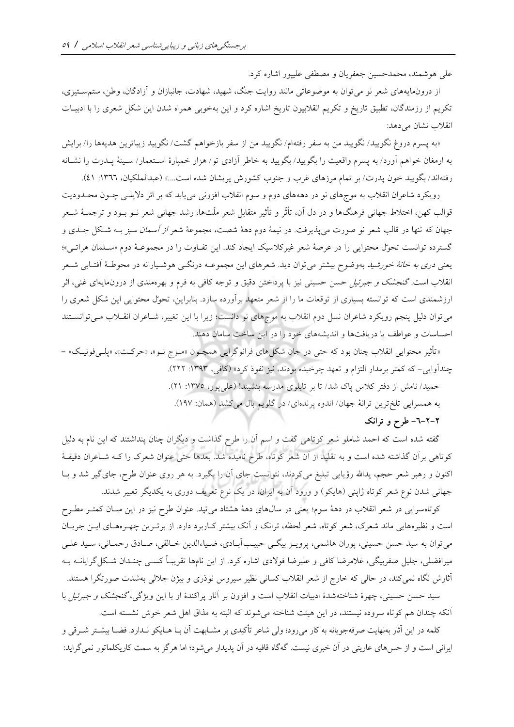علی هوشمند، محمدحسین جعفریان و مصطفی علیپور اشاره کرد.

از درون‌مایه‌های شعر نو می‌توان به موضوعاتی مانند روایت جنگ، شهید، شهادت، جانبازان و آزادگان، وطن، ستم‌ستیزی، تکریم از رزمندگان، تطبیق تاریخ و تکریم انقلابیون تاریخ اشاره کرد و این به‌خوبی همراه شدن این شکل شعری را با ادبیات انقلاب نشان می‌دهد:

«به پسرم دروغ نگویید/ نگویید من به سفر رفته‌ام/ نگویید من از سفر بازخواهم گشت/ نگویید زیباترین هدیه‌ها را/ برایش به ارمغان خواهم آورد/ به پسرم واقعیت را بگویید/ بگویید به خاطر آزادی تو/ هزار خمپارهٔ استعمار/ سینهٔ پدرت را نشانه رفته‌اند/ بگویید خون پدرت/ بر تمام مرزهای غرب و جنوب کشورش پریشان شده است....» (عبدالملکیان، ١٣٦٦: ٤١).

رویکرد شاعران انقلاب به موج‌های نو در دهه‌های دوم و سوم انقلاب افزونی می‌یابد که بر اثر دلایلی چون محدودیت قوالب کهن، اختلاط جهانی فرهنگ‌ها و در دل آن، تأثر و تأثیر متقابل شعر ملّت‌ها، رشد جهانی شعر نو بود و ترجمهٔ شعر جهان که تنها در قالب شعر نو صورت می‌پذیرفت. در نیمهٔ دوم دههٔ شصت، مجموعهٔ شعر *از آسمان سبز* به شکل جدی و گسترده توانست تحوّل محتوایی را در عرصهٔ شعر غیرکلاسیک ایجاد کند. این تفاوت را در مجموعهٔ دوم «سلمان هراتی»؛ یعنی *دری به خانهٔ خورشید* به‌وضوح بیشتر می‌توان دید. شعرهای این مجموعه درنگی هوشیارانه در محوطهٔ آفتابی شعر انقلاب است. *گنجشک و جبرئیل* حسن حسینی نیز با پرداختن دقیق و توجه کافی به فرم و بهره‌مندی از درون‌مایه‌ای غنی، اثر ارزشمندی است که توانسته بسیاری از توقعات ما را از شعر متعهد برآورده سازد. بنابراین، تحوّل محتوایی این شکل شعری را می‌توان دلیل پنجم رویکرد شاعران نسل دوم انقلاب به موج‌های نو دانست؛ زیرا با این تغییر، شاعران انقلاب می‌توانستند احساسات و عواطف یا دریافت‌ها و اندیشه‌های خود را در این ساخت سامان دهند.

«تأثیر محتوایی انقلاب چنان بود که حتی در جان شکل‌های فرانوگرایی همچون «موج نو»، «حرکت»، «پلی‌فونیک» – چندآوایی– که کمتر برمدار التزام و تعهد چرخیده بودند، نیز نفوذ کرد» (کافی، ١٣٩٣: ٢٢٢).

حمید/ نامش از دفتر کلاس پاک شد/ تا بر تابلوی مدرسه بنشیند! (علی‌پور، ١٣٧٥: ٢١).

به همسرایی تلخ‌ترین ترانهٔ جهان/ اندوه پرنده‌ای/ در گلویم بال می‌کشد (همان: ١٩٧).

### ٢-٢-٦- طرح و ترانک

گفته شده است که احمد شاملو شعر کوتاهی گفت و اسم آن را طرح گذاشت و دیگران چنان پنداشتند که این نام به دلیل کوتاهی برآن گذاشته شده است و به تقلید از آن شعر کوتاه، طرح نامیده شد. بعدها حتی عنوان شعرک را که شاعران دقیقهٔ اکنون و رهبر شعر حجم، یدالله رؤیایی تبلیغ می‌کردند، نتوانست جای آن را بگیرد. به هر روی عنوان طرح، جای‌گیر شد و با جهانی شدن نوع شعر کوتاه ژاپنی (هایکو) و ورود آن به ایران، در یک نوع تعریف دوری به یکدیگر تعبیر شدند.

کوتاه‌سرایی در شعر انقلاب در دههٔ سوم؛ یعنی در سال‌های دههٔ هشتاد می‌تپد. عنوان طرح نیز در این میان کمتر مطرح است و نظیره‌هایی ماند شعرک، شعر کوتاه، شعر لحظه، ترانک و آنک بیشتر کاربرد دارد. از برترین چهره‌های این جریان می‌توان به سید حسن حسینی، پوران هاشمی، پرویز بیگی حبیب‌آبادی، ضیاءالدین خالقی، صادق رحمانی، سید علی میرافضلی، جلیل صفربیگی، غلامرضا کافی و علیرضا فولادی اشاره کرد. از این نام‌ها تقریباً کسی چندان شکل‌گرایانه به آثارش نگاه نمی‌کند، در حالی که خارج از شعر انقلاب کسانی نظیر سیروس نوذری و بیژن جلالی به‌شدت صورتگرا هستند.

سید حسن حسینی، چهرهٔ شناخته‌شدهٔ ادبیات انقلاب است و افزون بر آثار پراکندهٔ او با این ویژگی، *گنجشک و جبرئیل* با آنکه چندان هم کوتاه سروده نیستند، در این هیئت شناخته می‌شوند که البته به مذاق اهل شعر خوش نشسته است.

کلمه در این آثار به‌نهایت صرفه‌جویانه به کار می‌رود؛ ولی شاعر تأکیدی بر مشابهت آن با هایکو ندارد. فضا بیشتر شرقی و ایرانی است و از حس‌های عاریتی در آن خبری نیست. گه‌گاه قافیه در آن پدیدار می‌شود؛ اما هرگز به سمت کاریکلماتور نمی‌گراید: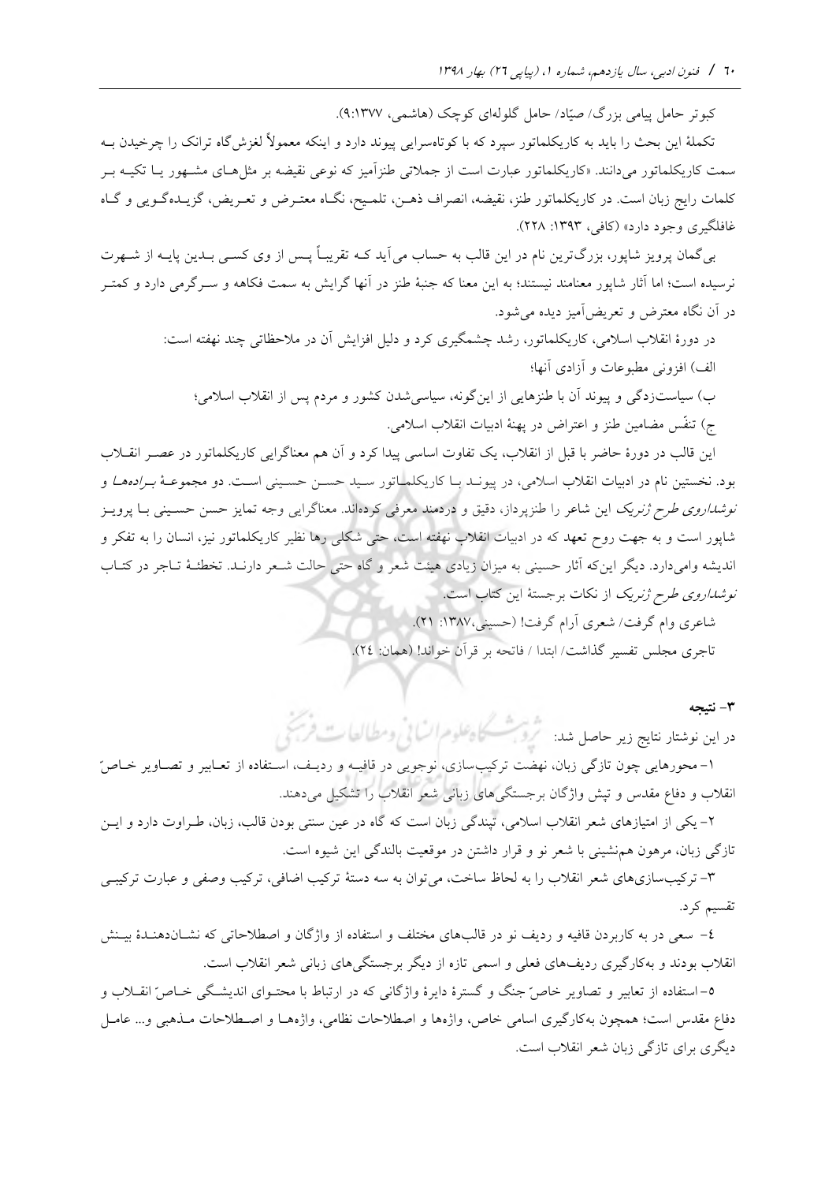کبوتر حامل پیامی بزرگ/ صیّاد/ حامل گلوله‌ای کوچک (هاشمی، ۱۳۷۷:۹).

تکملهٔ این بحث را باید به کاریکلماتور سپرد که با کوتاه‌سرایی پیوند دارد و اینکه معمولاً لغزشگاه ترانک را چرخیدن به سمت کاریکلماتور می‌دانند. «کاریکلماتور عبارت است از جملاتی طنزآمیز که نوعی نقیضه بر مثل‌های مشهور یا تکیه بر کلمات رایج زبان است. در کاریکلماتور طنز، نقیضه، انصراف ذهن، تلمیح، نگاه معترض و تعریض، گزیده‌گویی و گاه غافلگیری وجود دارد» (کافی، ۱۳۹۳: ۲۲۸).

بی‌گمان پرویز شاپور، بزرگ‌ترین نام در این قالب به حساب می‌آید که تقریباً پس از وی کسی بدین پایه از شهرت نرسیده است؛ اما آثار شاپور معنامند نیستند؛ به این معنا که جنبهٔ طنز در آنها گرایش به سمت فکاهه و سرگرمی دارد و کمتر در آن نگاه معترض و تعریض‌آمیز دیده می‌شود.

در دورهٔ انقلاب اسلامی، کاریکلماتور، رشد چشمگیری کرد و دلیل افزایش آن در ملاحظاتی چند نهفته است:

الف) افزونی مطبوعات و آزادی آنها؛

ب) سیاست‌زدگی و پیوند آن با طنزهایی از این‌گونه، سیاسی‌شدن کشور و مردم پس از انقلاب اسلامی؛

ج) تنفّس مضامین طنز و اعتراض در پهنهٔ ادبیات انقلاب اسلامی.

این قالب در دورهٔ حاضر با قبل از انقلاب، یک تفاوت اساسی پیدا کرد و آن هم معناگرایی کاریکلماتور در عصر انقلاب بود. نخستین نام در ادبیات انقلاب اسلامی، در پیوند با کاریکلماتور سید حسن حسینی است. دو مجموعهٔ *براده‌ها* و *نوشداروی طرح ژنریک* این شاعر را طنزپرداز، دقیق و دردمند معرفی کرده‌اند. معناگرایی وجه تمایز حسن حسینی با پرویز شاپور است و به جهت روح تعهد که در ادبیات انقلاب نهفته است، حتی شکلی رها نظیر کاریکلماتور نیز، انسان را به تفکر و اندیشه وامی‌دارد. دیگر این‌که آثار حسینی به میزان زیادی هیئت شعر و گاه حتی حالت شعر دارند. تخطئهٔ تاجر در کتاب *نوشداروی طرح ژنریک* از نکات برجستهٔ این کتاب است.

شاعری وام گرفت/ شعری آرام گرفت! (حسینی،۱۳۸۷: ۲۱).

تاجری مجلس تفسیر گذاشت/ ابتدا / فاتحه بر قرآن خواند! (همان: ۲۴).

## ۳- نتیجه

در این نوشتار نتایج زیر حاصل شد:

۱- محورهایی چون تازگی زبان، نهضت ترکیب‌سازی، نوجویی در قافیه و ردیف، استفاده از تعابیر و تصاویر خاصّ انقلاب و دفاع مقدس و تپش واژگان برجستگی‌های زبانی شعر انقلاب را تشکیل می‌دهند.

۲- یکی از امتیازهای شعر انقلاب اسلامی، تپندگی زبان است که گاه در عین سنتی بودن قالب، زبان، طراوت دارد و این تازگی زبان، مرهون هم‌نشینی با شعر نو و قرار داشتن در موقعیت بالندگی این شیوه است.

۳- ترکیب‌سازی‌های شعر انقلاب را به لحاظ ساخت، می‌توان به سه دستهٔ ترکیب اضافی، ترکیب وصفی و عبارت ترکیبی تقسیم کرد.

۴- سعی در به کاربردن قافیه و ردیف نو در قالب‌های مختلف و استفاده از واژگان و اصطلاحاتی که نشان‌دهندهٔ بینش انقلاب بودند و به‌کارگیری ردیف‌های فعلی و اسمی تازه از دیگر برجستگی‌های زبانی شعر انقلاب است.

۵- استفاده از تعابیر و تصاویر خاصّ جنگ و گسترهٔ دایرهٔ واژگانی که در ارتباط با محتوای اندیشگی خاصّ انقلاب و دفاع مقدس است؛ همچون به‌کارگیری اسامی خاص، واژه‌ها و اصطلاحات نظامی، واژه‌ها و اصطلاحات مذهبی و... عامل دیگری برای تازگی زبان شعر انقلاب است.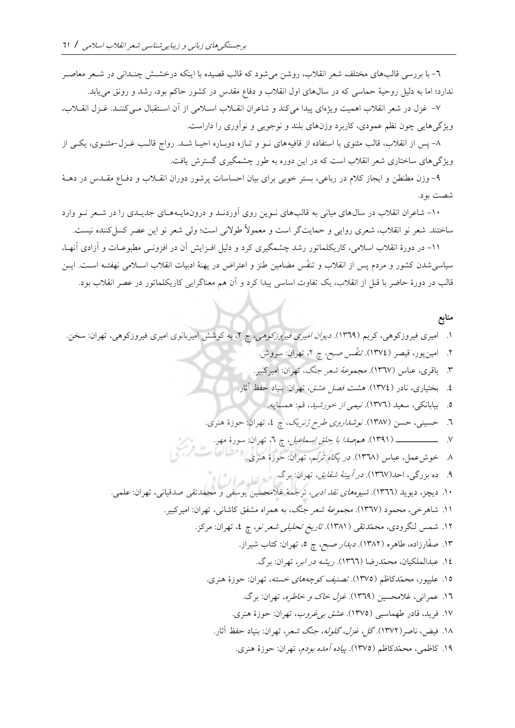۶- با بررسی قالب‌های مختلف شعر انقلاب، روشن می‌شود که قالب قصیده با اینکه درخشش چندانی در شعر معاصر ندارد؛ اما به دلیل روحیهٔ حماسی که در سال‌های اول انقلاب و دفاع مقدس در کشور حاکم بود، رشد و رونق می‌یابد.

۷- غزل در شعر انقلاب اهمیت ویژه‌ای پیدا می‌کند و شاعران انقلاب اسلامی از آن استقبال می‌کنند. غزل انقلاب، ویژگی‌هایی چون نظم عمودی، کاربرد وزن‌های بلند و نوجویی و نوآوری را داراست.

۸- پس از انقلاب، قالب مثنوی با استفاده از قافیه‌های نو و تازه دوباره احیا شد. رواج قالب غزل-مثنوی، یکی از ویژگی‌های ساختاری شعر انقلاب است که در این دوره به طور چشمگیری گسترش یافت.

۹- وزن مطنطن و ایجاز کلام در رباعی، بستر خوبی برای بیان احساسات پرشور دوران انقلاب و دفاع مقدس در دههٔ شصت بود.

۱۰- شاعران انقلاب در سال‌های میانی به قالب‌های نوین روی آوردند و درون‌مایه‌های جدیدی را در شعر نو وارد ساختند. شعر نو انقلاب، شعری روایی و حمایت‌گر است و معمولاً طولانی است؛ ولی شعر نو این عصر کسل‌کننده نیست.

۱۱- در دورهٔ انقلاب اسلامی، کاریکلماتور رشد چشمگیری کرد و دلیل افزایش آن در افزونی مطبوعات و آزادی آنها، سیاسی‌شدن کشور و مردم پس از انقلاب و تنفّس مضامین طنز و اعتراض در پهنهٔ ادبیات انقلاب اسلامی نهفته است. این قالب در دورهٔ حاضر با قبل از انقلاب، یک تفاوت اساسی پیدا کرد و آن هم معناگرایی کاریکلماتور در عصر انقلاب بود.

## منابع

۱. امیری فیروزکوهی، کریم (۱۳۶۹). *دیوان امیری فیروزکوهی*، چ ۲، به کوشش امیربانوی امیری فیروزکوهی، تهران: سخن.
۲. امین‌پور، قیصر (۱۳۷۴). *تنفّس صبح*، چ ۲، تهران: سروش.
۳. باقری، عباس (۱۳۶۷). *مجموعهٔ شعر جنگ*، تهران: امیرکبیر.
۴. بختیاری، نادر (۱۳۷۴). *هشت فصل عشق*، تهران: بنیاد حفظ آثار.
۵. بیابانکی، سعید (۱۳۷۶). *نیمی از خورشید*، قم: همسایه.
۶. حسینی، حسن (۱۳۸۷). *نوشداروی طرح ژنریک*، چ ۴، تهران: حوزهٔ هنری.
۷. ـــــــــــــ (۱۳۹۱). *هم‌صدا با حلق اسماعیل*، چ ۶، تهران: سورهٔ مهر.
۸. خوش‌عمل، عباس (۱۳۶۸). *در پگاه ترنّم*، تهران: حوزهٔ هنری.
۹. ده بزرگی، احد(۱۳۶۷). *در آیینهٔ شقایق*، تهران: برگ.
۱۰. دیچز، دیوید (۱۳۶۶). *شیوه‌های نقد ادبی*، ترجمهٔ غلامحسین یوسفی و محمدتقی صدقیانی، تهران: علمی.
۱۱. شاهرخی، محمود (۱۳۶۷). *مجموعهٔ شعر جنگ*، به همراه مشفق کاشانی، تهران: امیرکبیر.
۱۲. شمس لنگرودی، محمّدتقی (۱۳۸۱). *تاریخ تحلیلی شعر نو*، چ ۴، تهران: مرکز.
۱۳. صفّارزاده، طاهره (۱۳۸۲). *دیدار صبح*، چ ۵، تهران: کتاب شیراز.
۱۴. عبدالملکیان، محمّدرضا (۱۳۶۶). *ریشه در ابر*، تهران: برگ.
۱۵. علیپور، محمّدکاظم (۱۳۷۵). *تصنیف کوچه‌های خسته*، تهران: حوزهٔ هنری.
۱۶. عمرانی، غلامحسین (۱۳۶۹). *غزل خاک و خاطره*، تهران: برگ.
۱۷. فرید، قادر طهماسبی (۱۳۷۵). *عشق بی‌غروب*، تهران: حوزهٔ هنری.
۱۸. فیض، ناصر(۱۳۷۲). *گل، غزل، گلوله، جنگ شعر*، تهران: بنیاد حفظ آثار.
۱۹. کاظمی، محمّدکاظم (۱۳۷۵). *پیاده آمده بودم*، تهران: حوزهٔ هنری.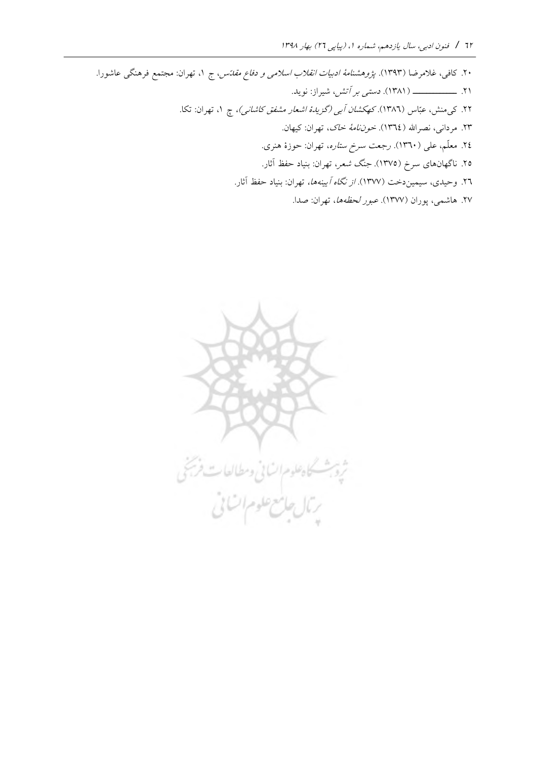۲۰. کافی، غلامرضا (۱۳۹۳). *پژوهشنامهٔ ادبیات انقلاب اسلامی و دفاع مقدّس*، ج ۱، تهران: مجتمع فرهنگی عاشورا.

۲۱. ـــــــــــــ (۱۳۸۱). *دستی بر آتش*، شیراز: نوید.

۲۲. کی‌منش، عبّاس (۱۳۸٦). *کهکشان آبی (گزیدهٔ اشعار مشفق کاشانی)*، چ ۱، تهران: تکا.

۲۳. مردانی، نصرالله (۱۳٦٤). *خون‌نامهٔ خاک*، تهران: کیهان.

۲٤. معلّم، علی (۱۳٦۰). رجعت سرخ *ستاره*، تهران: حوزهٔ هنری.

۲۵. ناگهان‌های سرخ (۱۳۷۵). جنگ شعر، تهران: بنیاد حفظ آثار.

۲٦. وحیدی، سیمین‌دخت (۱۳۷۷). *از نگاه آیینه‌ها*، تهران: بنیاد حفظ آثار.

۲۷. هاشمی، پوران (۱۳۷۷). عبور *لحظه‌ها*، تهران: صدا.